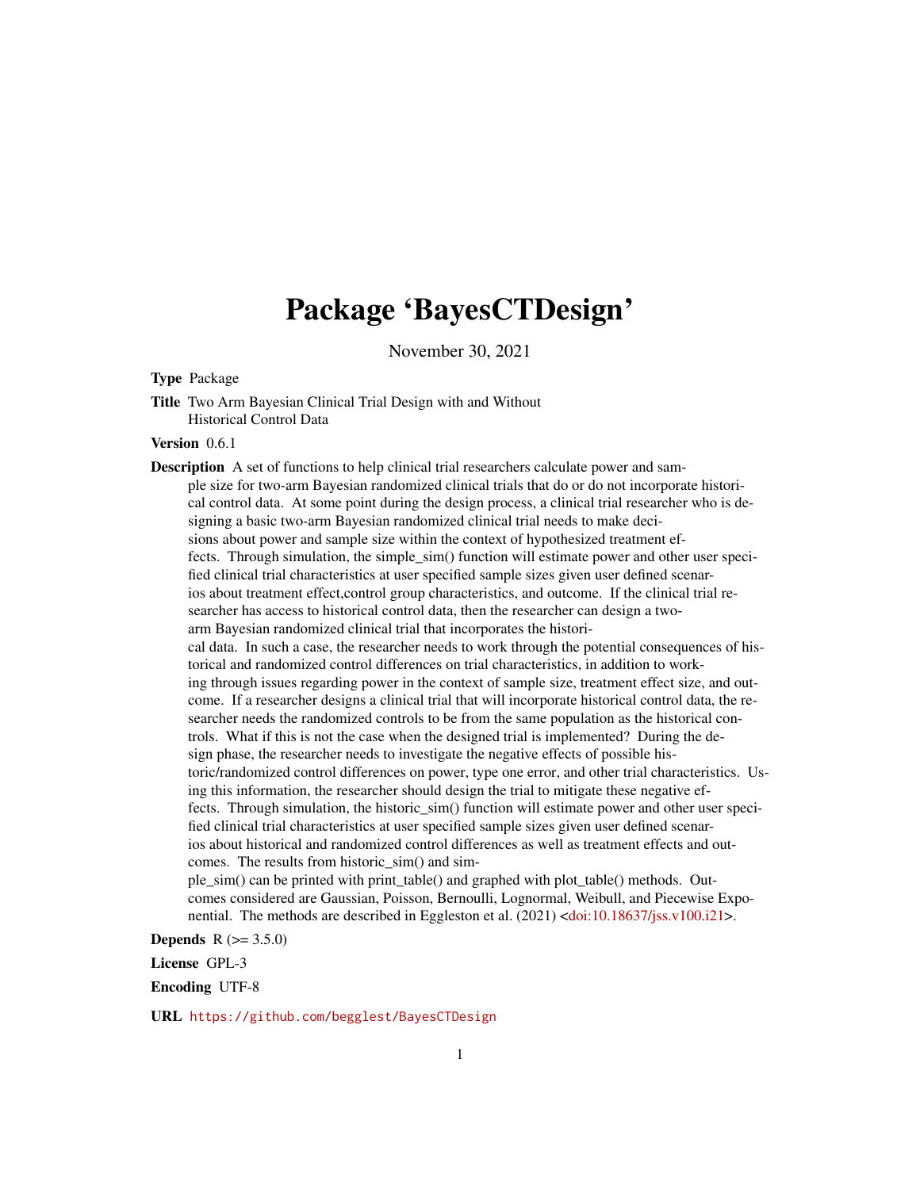# Package 'BayesCTDesign'

November 30, 2021

**Type** Package

**Title** Two Arm Bayesian Clinical Trial Design with and Without Historical Control Data

**Version** 0.6.1

**Description** A set of functions to help clinical trial researchers calculate power and sample size for two-arm Bayesian randomized clinical trials that do or do not incorporate historical control data. At some point during the design process, a clinical trial researcher who is designing a basic two-arm Bayesian randomized clinical trial needs to make decisions about power and sample size within the context of hypothesized treatment effects. Through simulation, the simple_sim() function will estimate power and other user specified clinical trial characteristics at user specified sample sizes given user defined scenarios about treatment effect,control group characteristics, and outcome. If the clinical trial researcher has access to historical control data, then the researcher can design a two-arm Bayesian randomized clinical trial that incorporates the historical data. In such a case, the researcher needs to work through the potential consequences of historical and randomized control differences on trial characteristics, in addition to working through issues regarding power in the context of sample size, treatment effect size, and outcome. If a researcher designs a clinical trial that will incorporate historical control data, the researcher needs the randomized controls to be from the same population as the historical controls. What if this is not the case when the designed trial is implemented? During the design phase, the researcher needs to investigate the negative effects of possible historic/randomized control differences on power, type one error, and other trial characteristics. Using this information, the researcher should design the trial to mitigate these negative effects. Through simulation, the historic_sim() function will estimate power and other user specified clinical trial characteristics at user specified sample sizes given user defined scenarios about historical and randomized control differences as well as treatment effects and outcomes. The results from historic_sim() and simple_sim() can be printed with print_table() and graphed with plot_table() methods. Outcomes considered are Gaussian, Poisson, Bernoulli, Lognormal, Weibull, and Piecewise Exponential. The methods are described in Eggleston et al. (2021) <doi:10.18637/jss.v100.i21>.

**Depends** R (>= 3.5.0)

**License** GPL-3

**Encoding** UTF-8

**URL** https://github.com/begglest/BayesCTDesign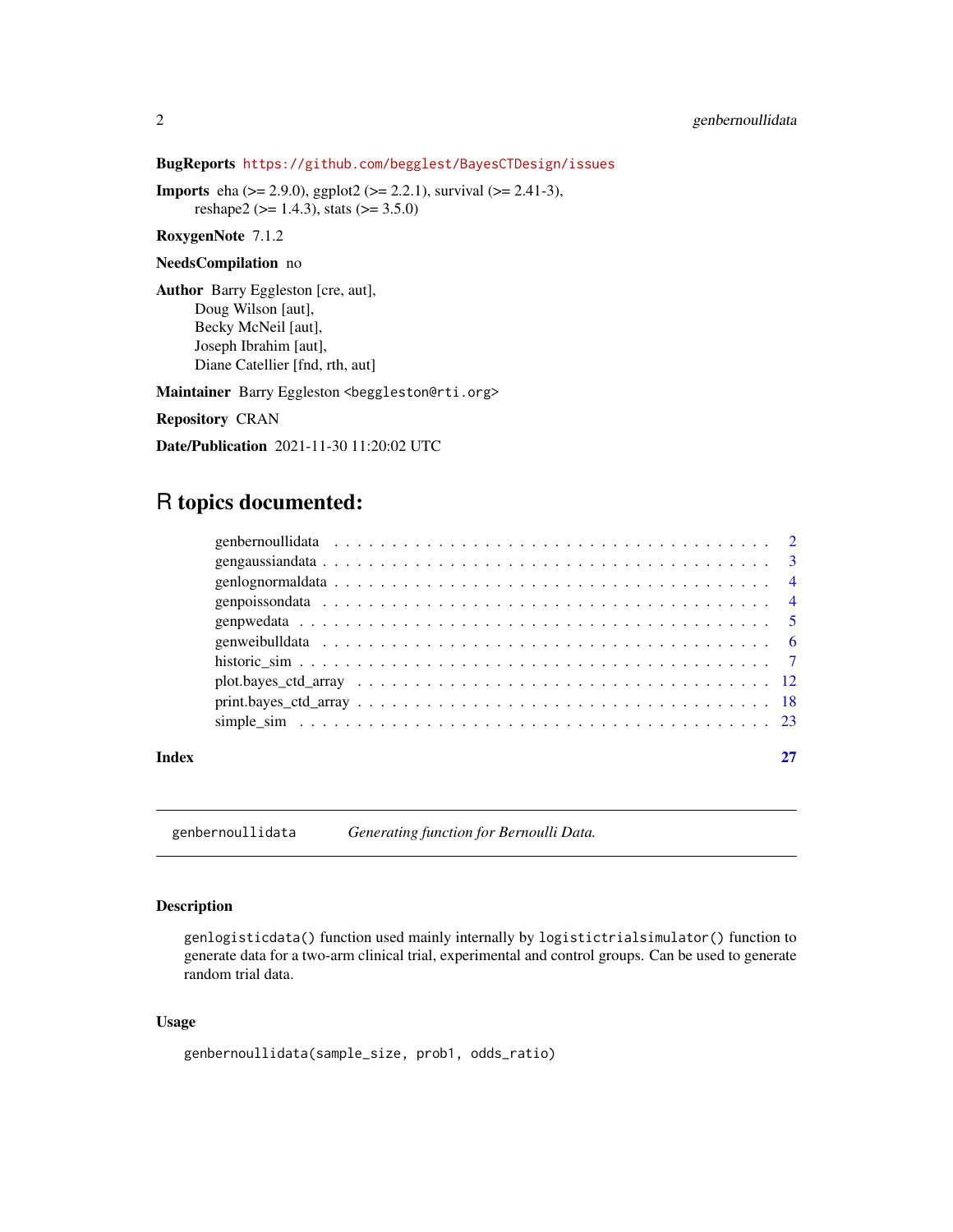**BugReports** https://github.com/begglest/BayesCTDesign/issues

**Imports** eha (>= 2.9.0), ggplot2 (>= 2.2.1), survival (>= 2.41-3), reshape2 (>= 1.4.3), stats (>= 3.5.0)

**RoxygenNote** 7.1.2

**NeedsCompilation** no

**Author** Barry Eggleston [cre, aut],
Doug Wilson [aut],
Becky McNeil [aut],
Joseph Ibrahim [aut],
Diane Catellier [fnd, rth, aut]

**Maintainer** Barry Eggleston <beggleston@rti.org>

**Repository** CRAN

**Date/Publication** 2021-11-30 11:20:02 UTC

# R topics documented:

- genbernoullidata . . . 2
- gengaussiandata . . . 3
- genlognormaldata . . . 4
- genpoissondata . . . 4
- genpwedata . . . 5
- genweibulldata . . . 6
- historic_sim . . . 7
- plot.bayes_ctd_array . . . 12
- print.bayes_ctd_array . . . 18
- simple_sim . . . 23

**Index** 27

---

`genbernoullidata` *Generating function for Bernoulli Data.*

---

### Description

`genlogisticdata()` function used mainly internally by `logistictrialsimulator()` function to generate data for a two-arm clinical trial, experimental and control groups. Can be used to generate random trial data.

### Usage

```
genbernoullidata(sample_size, prob1, odds_ratio)
```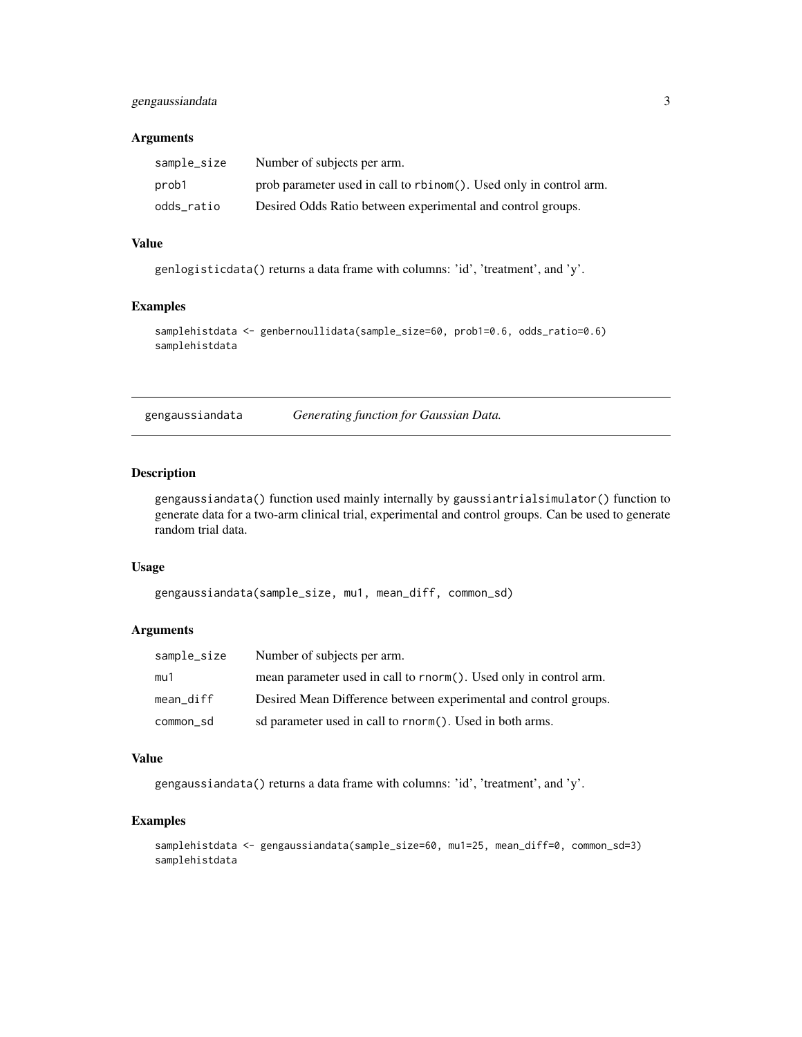### Arguments

| | |
|---|---|
| sample_size | Number of subjects per arm. |
| prob1 | prob parameter used in call to rbinom(). Used only in control arm. |
| odds_ratio | Desired Odds Ratio between experimental and control groups. |

### Value

genlogisticdata() returns a data frame with columns: 'id', 'treatment', and 'y'.

### Examples

```
samplehistdata <- genbernoullidata(sample_size=60, prob1=0.6, odds_ratio=0.6)
samplehistdata
```

---

## gengaussiandata *Generating function for Gaussian Data.*

---

### Description

gengaussiandata() function used mainly internally by gaussiantrialsimulator() function to generate data for a two-arm clinical trial, experimental and control groups. Can be used to generate random trial data.

### Usage

```
gengaussiandata(sample_size, mu1, mean_diff, common_sd)
```

### Arguments

| | |
|---|---|
| sample_size | Number of subjects per arm. |
| mu1 | mean parameter used in call to rnorm(). Used only in control arm. |
| mean_diff | Desired Mean Difference between experimental and control groups. |
| common_sd | sd parameter used in call to rnorm(). Used in both arms. |

### Value

gengaussiandata() returns a data frame with columns: 'id', 'treatment', and 'y'.

### Examples

```
samplehistdata <- gengaussiandata(sample_size=60, mu1=25, mean_diff=0, common_sd=3)
samplehistdata
```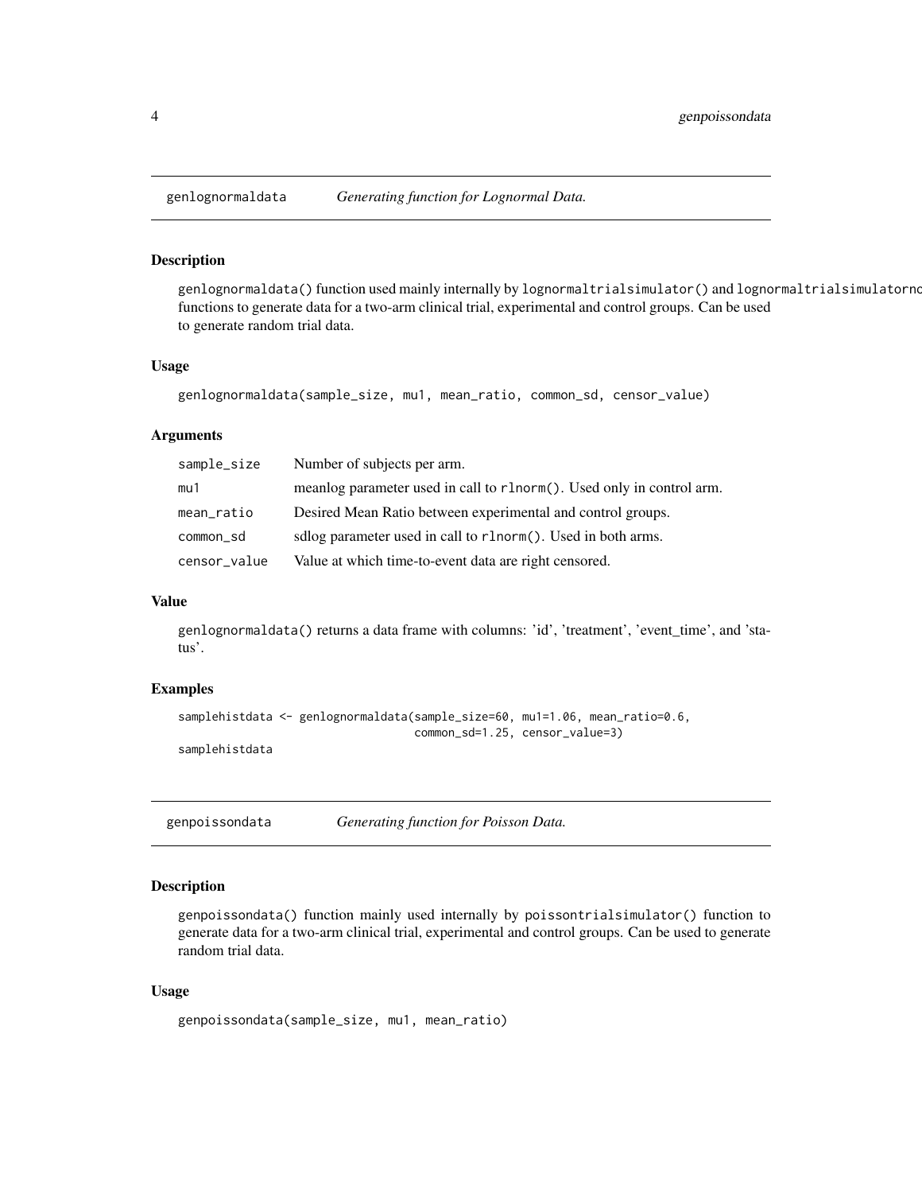## genlognormaldata — *Generating function for Lognormal Data.*

### Description

genlognormaldata() function used mainly internally by lognormaltrialsimulator() and lognormaltrialsimulatorno functions to generate data for a two-arm clinical trial, experimental and control groups. Can be used to generate random trial data.

### Usage

```
genlognormaldata(sample_size, mu1, mean_ratio, common_sd, censor_value)
```

### Arguments

| | |
|---|---|
| sample_size | Number of subjects per arm. |
| mu1 | meanlog parameter used in call to rlnorm(). Used only in control arm. |
| mean_ratio | Desired Mean Ratio between experimental and control groups. |
| common_sd | sdlog parameter used in call to rlnorm(). Used in both arms. |
| censor_value | Value at which time-to-event data are right censored. |

### Value

genlognormaldata() returns a data frame with columns: 'id', 'treatment', 'event_time', and 'status'.

### Examples

```
samplehistdata <- genlognormaldata(sample_size=60, mu1=1.06, mean_ratio=0.6,
                                    common_sd=1.25, censor_value=3)
samplehistdata
```

## genpoissondata — *Generating function for Poisson Data.*

### Description

genpoissondata() function mainly used internally by poissontrialsimulator() function to generate data for a two-arm clinical trial, experimental and control groups. Can be used to generate random trial data.

### Usage

```
genpoissondata(sample_size, mu1, mean_ratio)
```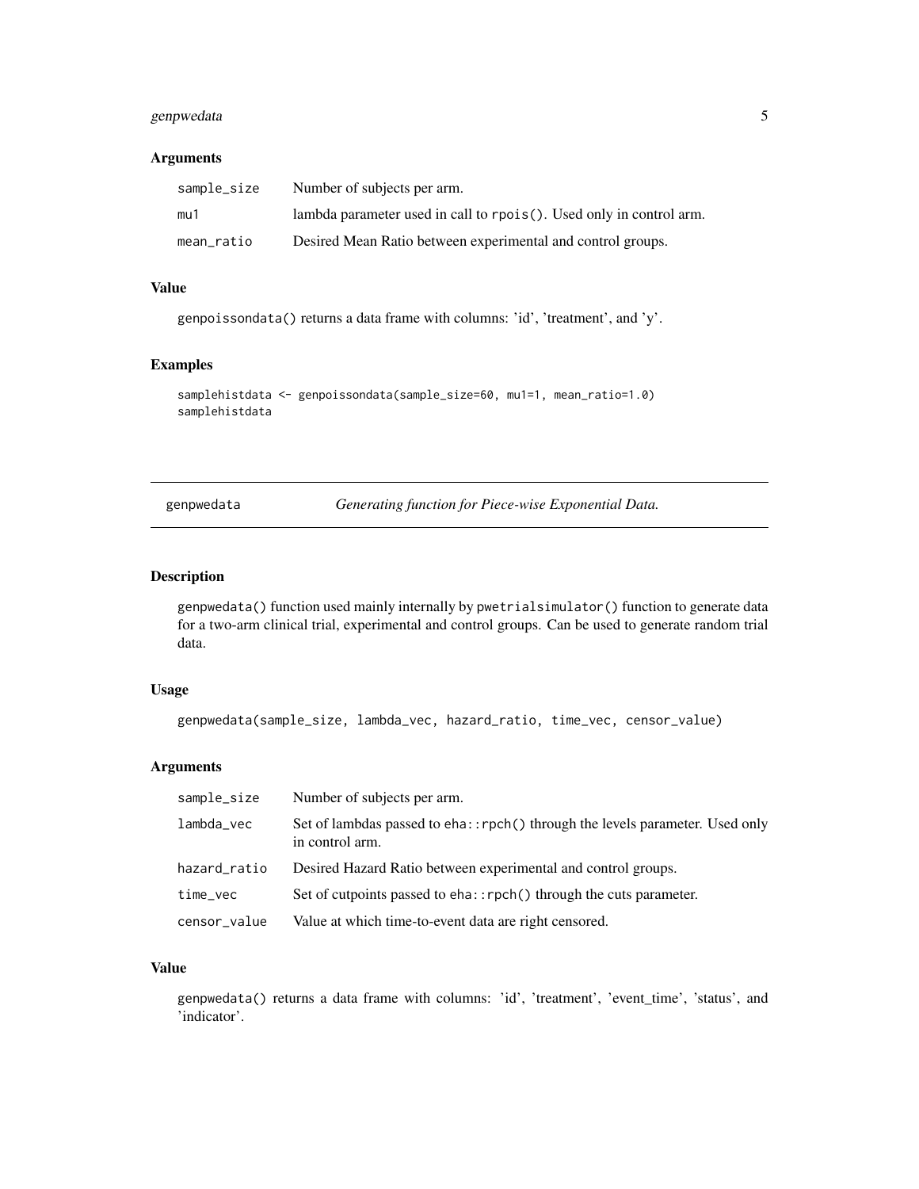### Arguments

| | |
|---|---|
| `sample_size` | Number of subjects per arm. |
| `mu1` | lambda parameter used in call to `rpois()`. Used only in control arm. |
| `mean_ratio` | Desired Mean Ratio between experimental and control groups. |

### Value

`genpoissondata()` returns a data frame with columns: 'id', 'treatment', and 'y'.

### Examples

```
samplehistdata <- genpoissondata(sample_size=60, mu1=1, mean_ratio=1.0)
samplehistdata
```

---

## genpwedata — *Generating function for Piece-wise Exponential Data.*

---

### Description

`genpwedata()` function used mainly internally by `pwetrialsimulator()` function to generate data for a two-arm clinical trial, experimental and control groups. Can be used to generate random trial data.

### Usage

```
genpwedata(sample_size, lambda_vec, hazard_ratio, time_vec, censor_value)
```

### Arguments

| | |
|---|---|
| `sample_size` | Number of subjects per arm. |
| `lambda_vec` | Set of lambdas passed to `eha::rpch()` through the levels parameter. Used only in control arm. |
| `hazard_ratio` | Desired Hazard Ratio between experimental and control groups. |
| `time_vec` | Set of cutpoints passed to `eha::rpch()` through the cuts parameter. |
| `censor_value` | Value at which time-to-event data are right censored. |

### Value

`genpwedata()` returns a data frame with columns: 'id', 'treatment', 'event_time', 'status', and 'indicator'.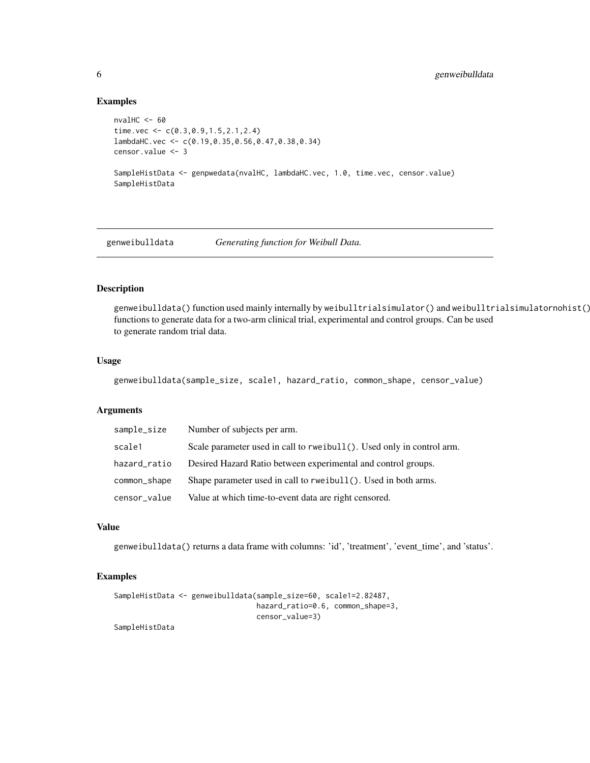## Examples

```
nvalHC <- 60
time.vec <- c(0.3,0.9,1.5,2.1,2.4)
lambdaHC.vec <- c(0.19,0.35,0.56,0.47,0.38,0.34)
censor.value <- 3

SampleHistData <- genpwedata(nvalHC, lambdaHC.vec, 1.0, time.vec, censor.value)
SampleHistData
```

---

# genweibulldata — *Generating function for Weibull Data.*

---

## Description

`genweibulldata()` function used mainly internally by `weibulltrialsimulator()` and `weibulltrialsimulatornohist()` functions to generate data for a two-arm clinical trial, experimental and control groups. Can be used to generate random trial data.

## Usage

```
genweibulldata(sample_size, scale1, hazard_ratio, common_shape, censor_value)
```

## Arguments

| | |
|---|---|
| sample_size | Number of subjects per arm. |
| scale1 | Scale parameter used in call to `rweibull()`. Used only in control arm. |
| hazard_ratio | Desired Hazard Ratio between experimental and control groups. |
| common_shape | Shape parameter used in call to `rweibull()`. Used in both arms. |
| censor_value | Value at which time-to-event data are right censored. |

## Value

`genweibulldata()` returns a data frame with columns: 'id', 'treatment', 'event_time', and 'status'.

## Examples

```
SampleHistData <- genweibulldata(sample_size=60, scale1=2.82487,
                                 hazard_ratio=0.6, common_shape=3,
                                 censor_value=3)
SampleHistData
```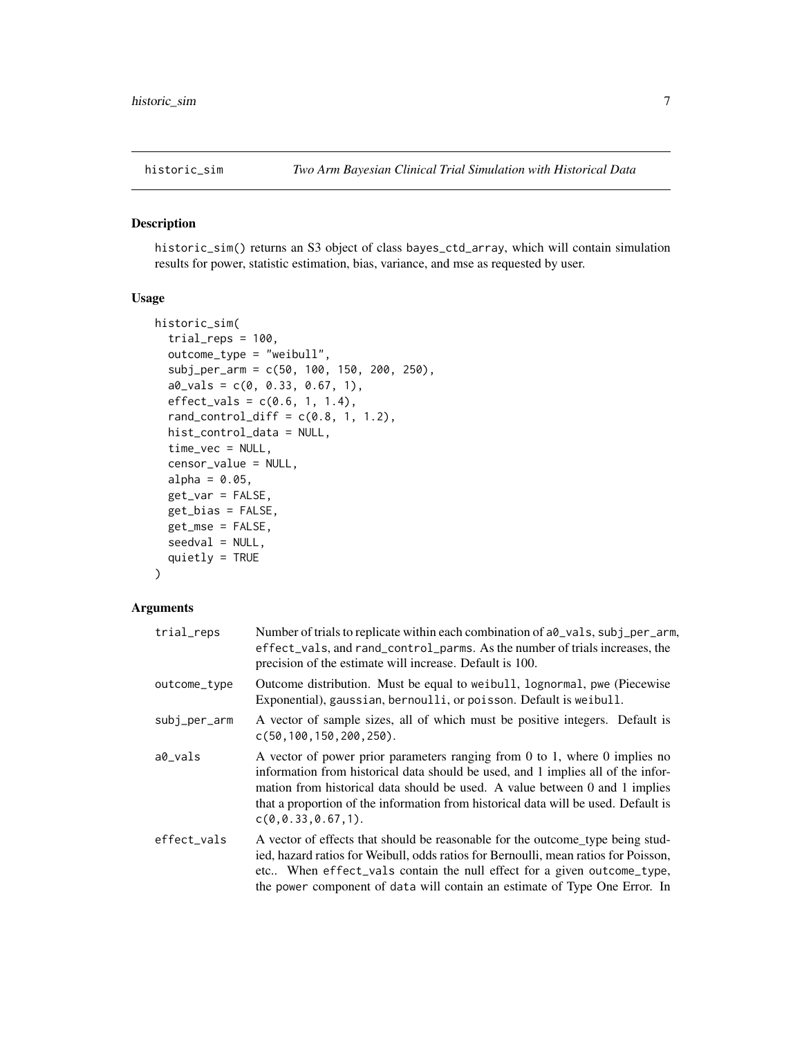# historic_sim — *Two Arm Bayesian Clinical Trial Simulation with Historical Data*

## Description

historic_sim() returns an S3 object of class bayes_ctd_array, which will contain simulation results for power, statistic estimation, bias, variance, and mse as requested by user.

## Usage

```
historic_sim(
  trial_reps = 100,
  outcome_type = "weibull",
  subj_per_arm = c(50, 100, 150, 200, 250),
  a0_vals = c(0, 0.33, 0.67, 1),
  effect_vals = c(0.6, 1, 1.4),
  rand_control_diff = c(0.8, 1, 1.2),
  hist_control_data = NULL,
  time_vec = NULL,
  censor_value = NULL,
  alpha = 0.05,
  get_var = FALSE,
  get_bias = FALSE,
  get_mse = FALSE,
  seedval = NULL,
  quietly = TRUE
)
```

## Arguments

| Argument | Description |
|---|---|
| trial_reps | Number of trials to replicate within each combination of a0_vals, subj_per_arm, effect_vals, and rand_control_parms. As the number of trials increases, the precision of the estimate will increase. Default is 100. |
| outcome_type | Outcome distribution. Must be equal to weibull, lognormal, pwe (Piecewise Exponential), gaussian, bernoulli, or poisson. Default is weibull. |
| subj_per_arm | A vector of sample sizes, all of which must be positive integers. Default is c(50,100,150,200,250). |
| a0_vals | A vector of power prior parameters ranging from 0 to 1, where 0 implies no information from historical data should be used, and 1 implies all of the information from historical data should be used. A value between 0 and 1 implies that a proportion of the information from historical data will be used. Default is c(0,0.33,0.67,1). |
| effect_vals | A vector of effects that should be reasonable for the outcome_type being studied, hazard ratios for Weibull, odds ratios for Bernoulli, mean ratios for Poisson, etc.. When effect_vals contain the null effect for a given outcome_type, the power component of data will contain an estimate of Type One Error. In |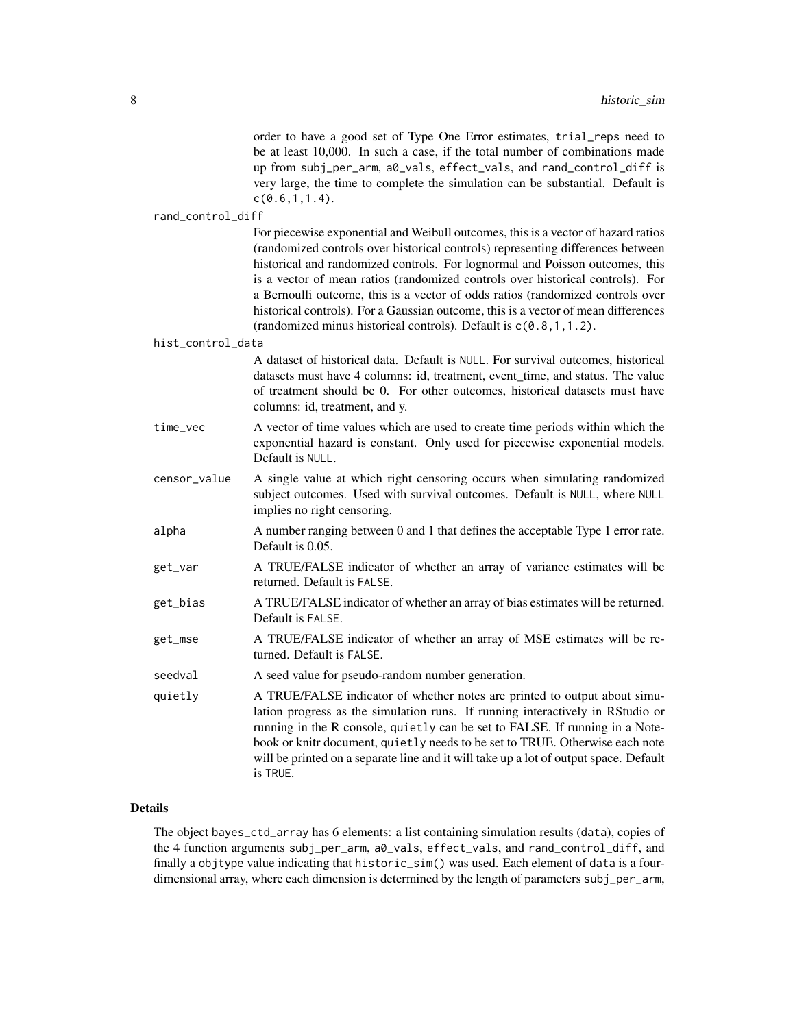order to have a good set of Type One Error estimates, `trial_reps` need to be at least 10,000. In such a case, if the total number of combinations made up from `subj_per_arm`, `a0_vals`, `effect_vals`, and `rand_control_diff` is very large, the time to complete the simulation can be substantial. Default is `c(0.6,1,1.4)`.

`rand_control_diff`
: For piecewise exponential and Weibull outcomes, this is a vector of hazard ratios (randomized controls over historical controls) representing differences between historical and randomized controls. For lognormal and Poisson outcomes, this is a vector of mean ratios (randomized controls over historical controls). For a Bernoulli outcome, this is a vector of odds ratios (randomized controls over historical controls). For a Gaussian outcome, this is a vector of mean differences (randomized minus historical controls). Default is `c(0.8,1,1.2)`.

`hist_control_data`
: A dataset of historical data. Default is `NULL`. For survival outcomes, historical datasets must have 4 columns: id, treatment, event_time, and status. The value of treatment should be 0. For other outcomes, historical datasets must have columns: id, treatment, and y.

`time_vec`
: A vector of time values which are used to create time periods within which the exponential hazard is constant. Only used for piecewise exponential models. Default is `NULL`.

`censor_value`
: A single value at which right censoring occurs when simulating randomized subject outcomes. Used with survival outcomes. Default is `NULL`, where `NULL` implies no right censoring.

`alpha`
: A number ranging between 0 and 1 that defines the acceptable Type 1 error rate. Default is 0.05.

`get_var`
: A TRUE/FALSE indicator of whether an array of variance estimates will be returned. Default is `FALSE`.

`get_bias`
: A TRUE/FALSE indicator of whether an array of bias estimates will be returned. Default is `FALSE`.

`get_mse`
: A TRUE/FALSE indicator of whether an array of MSE estimates will be returned. Default is `FALSE`.

`seedval`
: A seed value for pseudo-random number generation.

`quietly`
: A TRUE/FALSE indicator of whether notes are printed to output about simulation progress as the simulation runs. If running interactively in RStudio or running in the R console, `quietly` can be set to FALSE. If running in a Notebook or knitr document, `quietly` needs to be set to TRUE. Otherwise each note will be printed on a separate line and it will take up a lot of output space. Default is `TRUE`.

## Details

The object `bayes_ctd_array` has 6 elements: a list containing simulation results (`data`), copies of the 4 function arguments `subj_per_arm`, `a0_vals`, `effect_vals`, and `rand_control_diff`, and finally a `objtype` value indicating that `historic_sim()` was used. Each element of `data` is a four-dimensional array, where each dimension is determined by the length of parameters `subj_per_arm`,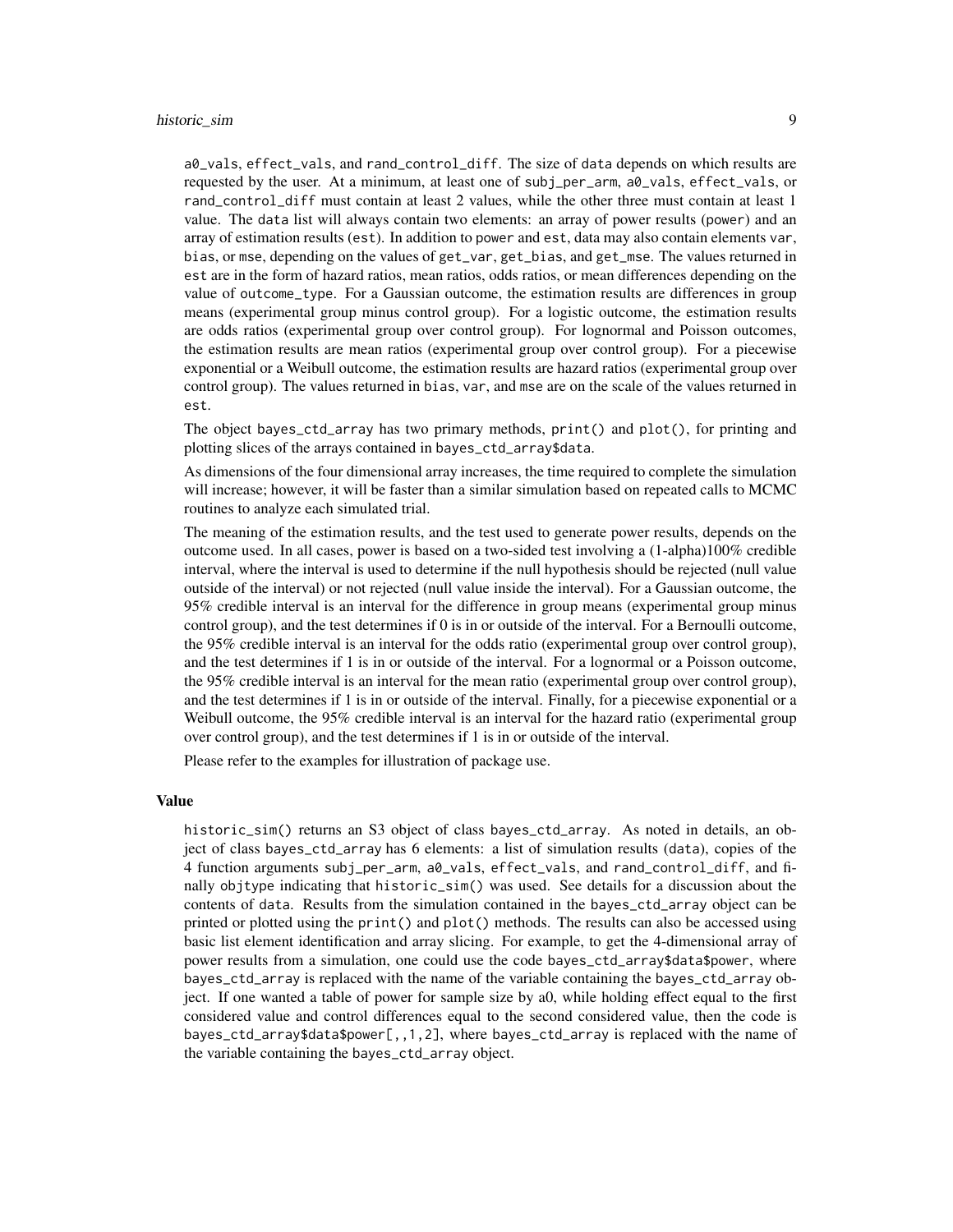a0_vals, effect_vals, and rand_control_diff. The size of data depends on which results are requested by the user. At a minimum, at least one of subj_per_arm, a0_vals, effect_vals, or rand_control_diff must contain at least 2 values, while the other three must contain at least 1 value. The data list will always contain two elements: an array of power results (power) and an array of estimation results (est). In addition to power and est, data may also contain elements var, bias, or mse, depending on the values of get_var, get_bias, and get_mse. The values returned in est are in the form of hazard ratios, mean ratios, odds ratios, or mean differences depending on the value of outcome_type. For a Gaussian outcome, the estimation results are differences in group means (experimental group minus control group). For a logistic outcome, the estimation results are odds ratios (experimental group over control group). For lognormal and Poisson outcomes, the estimation results are mean ratios (experimental group over control group). For a piecewise exponential or a Weibull outcome, the estimation results are hazard ratios (experimental group over control group). The values returned in bias, var, and mse are on the scale of the values returned in est.

The object bayes_ctd_array has two primary methods, print() and plot(), for printing and plotting slices of the arrays contained in bayes_ctd_array$data.

As dimensions of the four dimensional array increases, the time required to complete the simulation will increase; however, it will be faster than a similar simulation based on repeated calls to MCMC routines to analyze each simulated trial.

The meaning of the estimation results, and the test used to generate power results, depends on the outcome used. In all cases, power is based on a two-sided test involving a (1-alpha)100% credible interval, where the interval is used to determine if the null hypothesis should be rejected (null value outside of the interval) or not rejected (null value inside the interval). For a Gaussian outcome, the 95% credible interval is an interval for the difference in group means (experimental group minus control group), and the test determines if 0 is in or outside of the interval. For a Bernoulli outcome, the 95% credible interval is an interval for the odds ratio (experimental group over control group), and the test determines if 1 is in or outside of the interval. For a lognormal or a Poisson outcome, the 95% credible interval is an interval for the mean ratio (experimental group over control group), and the test determines if 1 is in or outside of the interval. Finally, for a piecewise exponential or a Weibull outcome, the 95% credible interval is an interval for the hazard ratio (experimental group over control group), and the test determines if 1 is in or outside of the interval.

Please refer to the examples for illustration of package use.

### Value

historic_sim() returns an S3 object of class bayes_ctd_array. As noted in details, an object of class bayes_ctd_array has 6 elements: a list of simulation results (data), copies of the 4 function arguments subj_per_arm, a0_vals, effect_vals, and rand_control_diff, and finally objtype indicating that historic_sim() was used. See details for a discussion about the contents of data. Results from the simulation contained in the bayes_ctd_array object can be printed or plotted using the print() and plot() methods. The results can also be accessed using basic list element identification and array slicing. For example, to get the 4-dimensional array of power results from a simulation, one could use the code bayes_ctd_array$data$power, where bayes_ctd_array is replaced with the name of the variable containing the bayes_ctd_array object. If one wanted a table of power for sample size by a0, while holding effect equal to the first considered value and control differences equal to the second considered value, then the code is bayes_ctd_array$data$power[,,1,2], where bayes_ctd_array is replaced with the name of the variable containing the bayes_ctd_array object.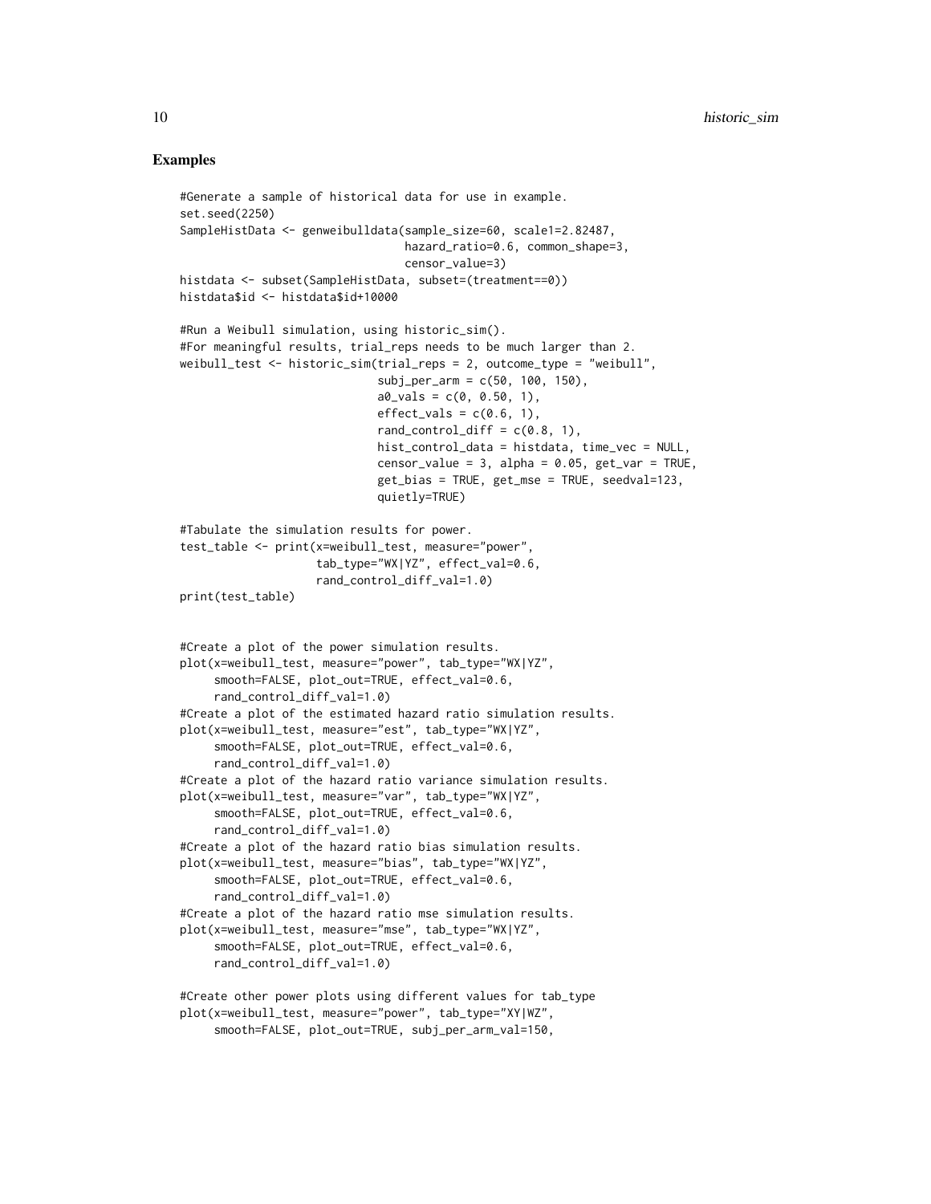## Examples

```
#Generate a sample of historical data for use in example.
set.seed(2250)
SampleHistData <- genweibulldata(sample_size=60, scale1=2.82487,
                                 hazard_ratio=0.6, common_shape=3,
                                 censor_value=3)
histdata <- subset(SampleHistData, subset=(treatment==0))
histdata$id <- histdata$id+10000

#Run a Weibull simulation, using historic_sim().
#For meaningful results, trial_reps needs to be much larger than 2.
weibull_test <- historic_sim(trial_reps = 2, outcome_type = "weibull",
                             subj_per_arm = c(50, 100, 150),
                             a0_vals = c(0, 0.50, 1),
                             effect_vals = c(0.6, 1),
                             rand_control_diff = c(0.8, 1),
                             hist_control_data = histdata, time_vec = NULL,
                             censor_value = 3, alpha = 0.05, get_var = TRUE,
                             get_bias = TRUE, get_mse = TRUE, seedval=123,
                             quietly=TRUE)

#Tabulate the simulation results for power.
test_table <- print(x=weibull_test, measure="power",
                    tab_type="WX|YZ", effect_val=0.6,
                    rand_control_diff_val=1.0)
print(test_table)


#Create a plot of the power simulation results.
plot(x=weibull_test, measure="power", tab_type="WX|YZ",
     smooth=FALSE, plot_out=TRUE, effect_val=0.6,
     rand_control_diff_val=1.0)
#Create a plot of the estimated hazard ratio simulation results.
plot(x=weibull_test, measure="est", tab_type="WX|YZ",
     smooth=FALSE, plot_out=TRUE, effect_val=0.6,
     rand_control_diff_val=1.0)
#Create a plot of the hazard ratio variance simulation results.
plot(x=weibull_test, measure="var", tab_type="WX|YZ",
     smooth=FALSE, plot_out=TRUE, effect_val=0.6,
     rand_control_diff_val=1.0)
#Create a plot of the hazard ratio bias simulation results.
plot(x=weibull_test, measure="bias", tab_type="WX|YZ",
     smooth=FALSE, plot_out=TRUE, effect_val=0.6,
     rand_control_diff_val=1.0)
#Create a plot of the hazard ratio mse simulation results.
plot(x=weibull_test, measure="mse", tab_type="WX|YZ",
     smooth=FALSE, plot_out=TRUE, effect_val=0.6,
     rand_control_diff_val=1.0)

#Create other power plots using different values for tab_type
plot(x=weibull_test, measure="power", tab_type="XY|WZ",
     smooth=FALSE, plot_out=TRUE, subj_per_arm_val=150,
```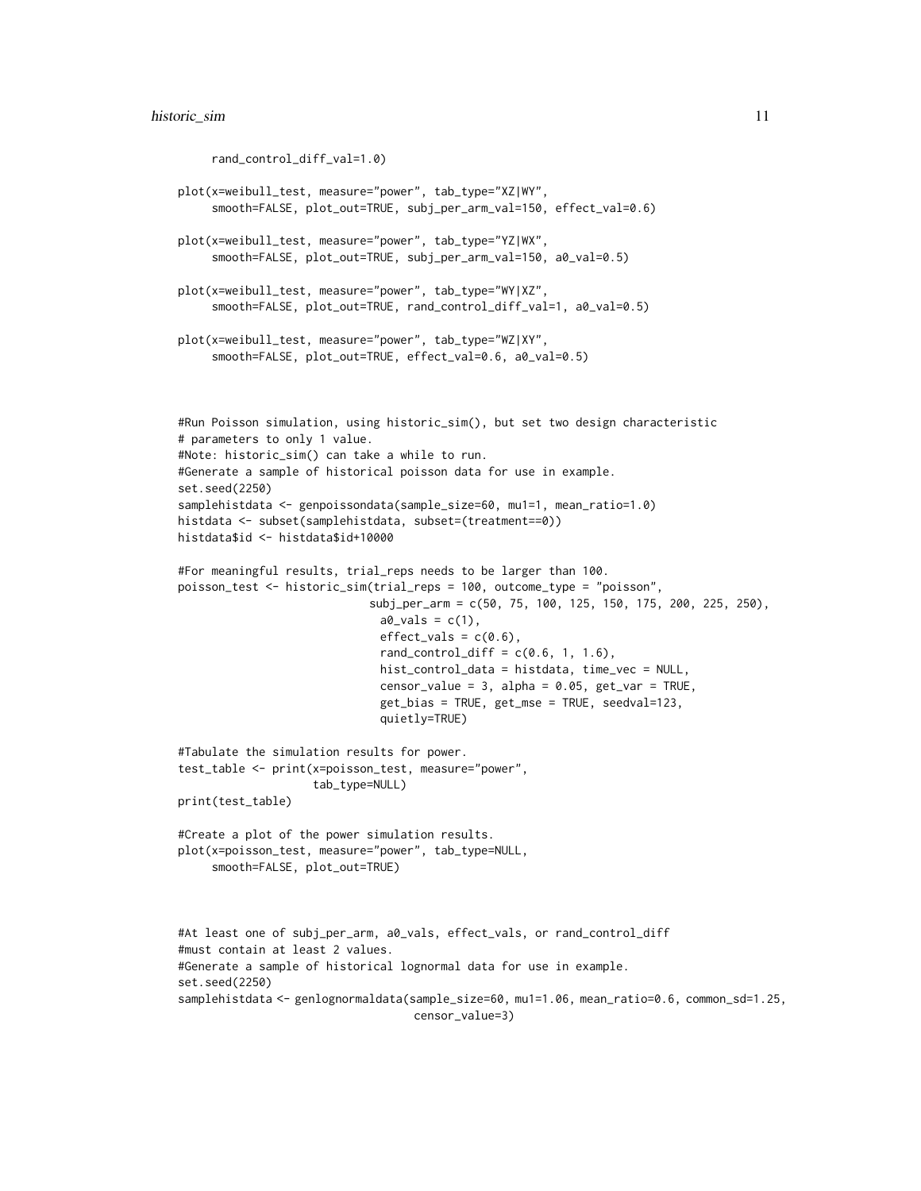```
     rand_control_diff_val=1.0)

plot(x=weibull_test, measure="power", tab_type="XZ|WY",
     smooth=FALSE, plot_out=TRUE, subj_per_arm_val=150, effect_val=0.6)

plot(x=weibull_test, measure="power", tab_type="YZ|WX",
     smooth=FALSE, plot_out=TRUE, subj_per_arm_val=150, a0_val=0.5)

plot(x=weibull_test, measure="power", tab_type="WY|XZ",
     smooth=FALSE, plot_out=TRUE, rand_control_diff_val=1, a0_val=0.5)

plot(x=weibull_test, measure="power", tab_type="WZ|XY",
     smooth=FALSE, plot_out=TRUE, effect_val=0.6, a0_val=0.5)



#Run Poisson simulation, using historic_sim(), but set two design characteristic
# parameters to only 1 value.
#Note: historic_sim() can take a while to run.
#Generate a sample of historical poisson data for use in example.
set.seed(2250)
samplehistdata <- genpoissondata(sample_size=60, mu1=1, mean_ratio=1.0)
histdata <- subset(samplehistdata, subset=(treatment==0))
histdata$id <- histdata$id+10000

#For meaningful results, trial_reps needs to be larger than 100.
poisson_test <- historic_sim(trial_reps = 100, outcome_type = "poisson",
                           subj_per_arm = c(50, 75, 100, 125, 150, 175, 200, 225, 250),
                             a0_vals = c(1),
                             effect_vals = c(0.6),
                             rand_control_diff = c(0.6, 1, 1.6),
                             hist_control_data = histdata, time_vec = NULL,
                             censor_value = 3, alpha = 0.05, get_var = TRUE,
                             get_bias = TRUE, get_mse = TRUE, seedval=123,
                             quietly=TRUE)

#Tabulate the simulation results for power.
test_table <- print(x=poisson_test, measure="power",
                    tab_type=NULL)
print(test_table)

#Create a plot of the power simulation results.
plot(x=poisson_test, measure="power", tab_type=NULL,
     smooth=FALSE, plot_out=TRUE)



#At least one of subj_per_arm, a0_vals, effect_vals, or rand_control_diff
#must contain at least 2 values.
#Generate a sample of historical lognormal data for use in example.
set.seed(2250)
samplehistdata <- genlognormaldata(sample_size=60, mu1=1.06, mean_ratio=0.6, common_sd=1.25,
                                   censor_value=3)
```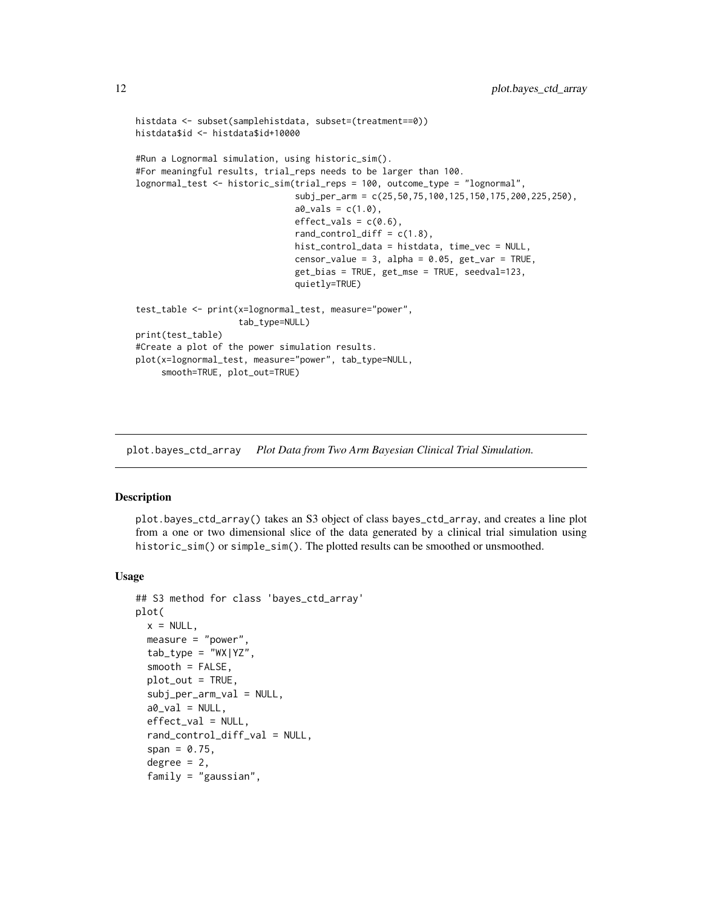```
histdata <- subset(samplehistdata, subset=(treatment==0))
histdata$id <- histdata$id+10000

#Run a Lognormal simulation, using historic_sim().
#For meaningful results, trial_reps needs to be larger than 100.
lognormal_test <- historic_sim(trial_reps = 100, outcome_type = "lognormal",
                               subj_per_arm = c(25,50,75,100,125,150,175,200,225,250),
                               a0_vals = c(1.0),
                               effect_vals = c(0.6),
                               rand_control_diff = c(1.8),
                               hist_control_data = histdata, time_vec = NULL,
                               censor_value = 3, alpha = 0.05, get_var = TRUE,
                               get_bias = TRUE, get_mse = TRUE, seedval=123,
                               quietly=TRUE)

test_table <- print(x=lognormal_test, measure="power",
                    tab_type=NULL)
print(test_table)
#Create a plot of the power simulation results.
plot(x=lognormal_test, measure="power", tab_type=NULL,
     smooth=TRUE, plot_out=TRUE)
```

---

## plot.bayes_ctd_array — *Plot Data from Two Arm Bayesian Clinical Trial Simulation.*

---

### Description

plot.bayes_ctd_array() takes an S3 object of class bayes_ctd_array, and creates a line plot from a one or two dimensional slice of the data generated by a clinical trial simulation using historic_sim() or simple_sim(). The plotted results can be smoothed or unsmoothed.

### Usage

```
## S3 method for class 'bayes_ctd_array'
plot(
  x = NULL,
  measure = "power",
  tab_type = "WX|YZ",
  smooth = FALSE,
  plot_out = TRUE,
  subj_per_arm_val = NULL,
  a0_val = NULL,
  effect_val = NULL,
  rand_control_diff_val = NULL,
  span = 0.75,
  degree = 2,
  family = "gaussian",
```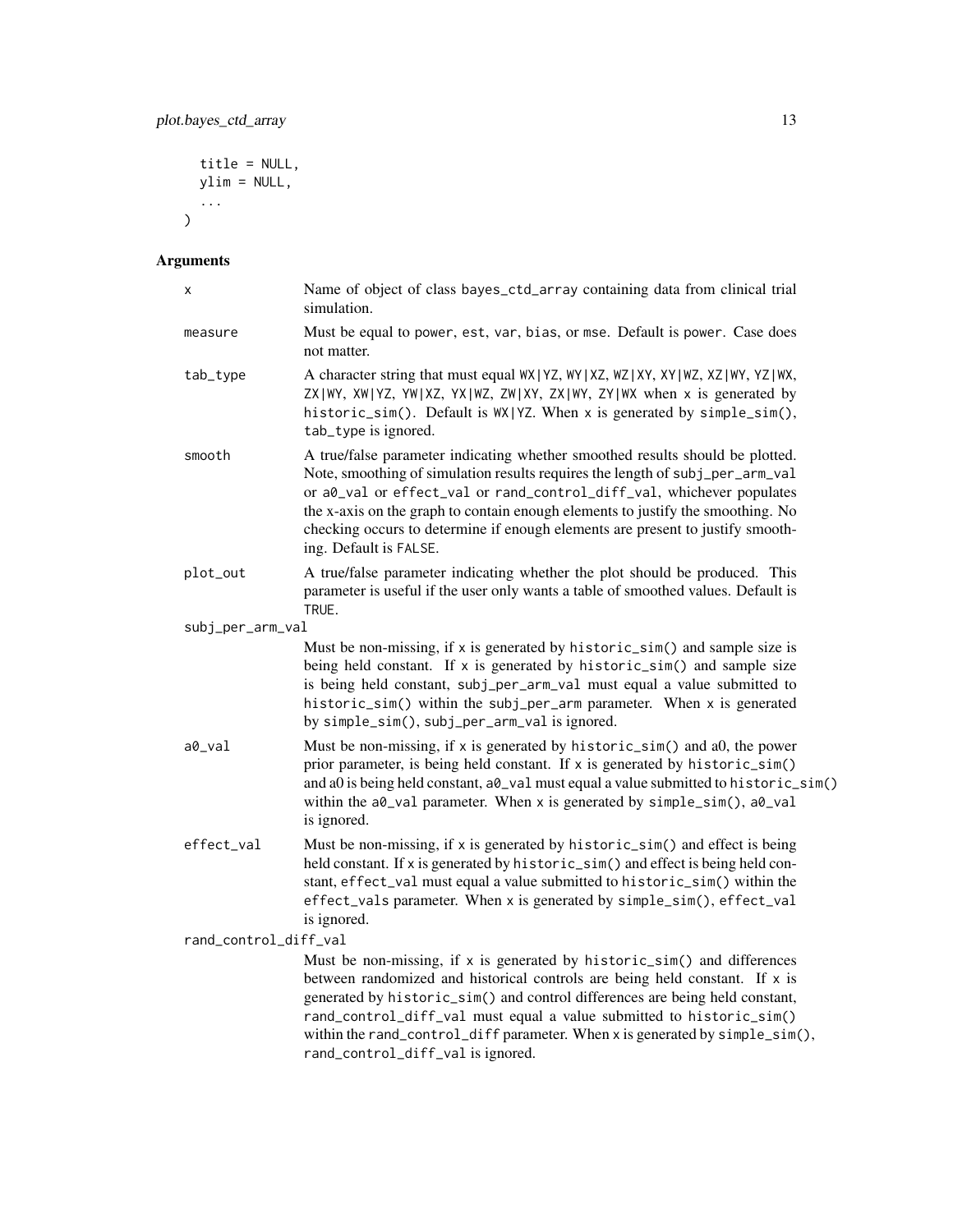```
  title = NULL,
  ylim = NULL,
  ...
)
```

## Arguments

| | |
|---|---|
| x | Name of object of class bayes_ctd_array containing data from clinical trial simulation. |
| measure | Must be equal to power, est, var, bias, or mse. Default is power. Case does not matter. |
| tab_type | A character string that must equal WX\|YZ, WY\|XZ, WZ\|XY, XY\|WZ, XZ\|WY, YZ\|WX, ZX\|WY, XW\|YZ, YW\|XZ, YX\|WZ, ZW\|XY, ZX\|WY, ZY\|WX when x is generated by historic_sim(). Default is WX\|YZ. When x is generated by simple_sim(), tab_type is ignored. |
| smooth | A true/false parameter indicating whether smoothed results should be plotted. Note, smoothing of simulation results requires the length of subj_per_arm_val or a0_val or effect_val or rand_control_diff_val, whichever populates the x-axis on the graph to contain enough elements to justify the smoothing. No checking occurs to determine if enough elements are present to justify smoothing. Default is FALSE. |
| plot_out | A true/false parameter indicating whether the plot should be produced. This parameter is useful if the user only wants a table of smoothed values. Default is TRUE. |
| subj_per_arm_val | Must be non-missing, if x is generated by historic_sim() and sample size is being held constant. If x is generated by historic_sim() and sample size is being held constant, subj_per_arm_val must equal a value submitted to historic_sim() within the subj_per_arm parameter. When x is generated by simple_sim(), subj_per_arm_val is ignored. |
| a0_val | Must be non-missing, if x is generated by historic_sim() and a0, the power prior parameter, is being held constant. If x is generated by historic_sim() and a0 is being held constant, a0_val must equal a value submitted to historic_sim() within the a0_val parameter. When x is generated by simple_sim(), a0_val is ignored. |
| effect_val | Must be non-missing, if x is generated by historic_sim() and effect is being held constant. If x is generated by historic_sim() and effect is being held constant, effect_val must equal a value submitted to historic_sim() within the effect_vals parameter. When x is generated by simple_sim(), effect_val is ignored. |
| rand_control_diff_val | Must be non-missing, if x is generated by historic_sim() and differences between randomized and historical controls are being held constant. If x is generated by historic_sim() and control differences are being held constant, rand_control_diff_val must equal a value submitted to historic_sim() within the rand_control_diff parameter. When x is generated by simple_sim(), rand_control_diff_val is ignored. |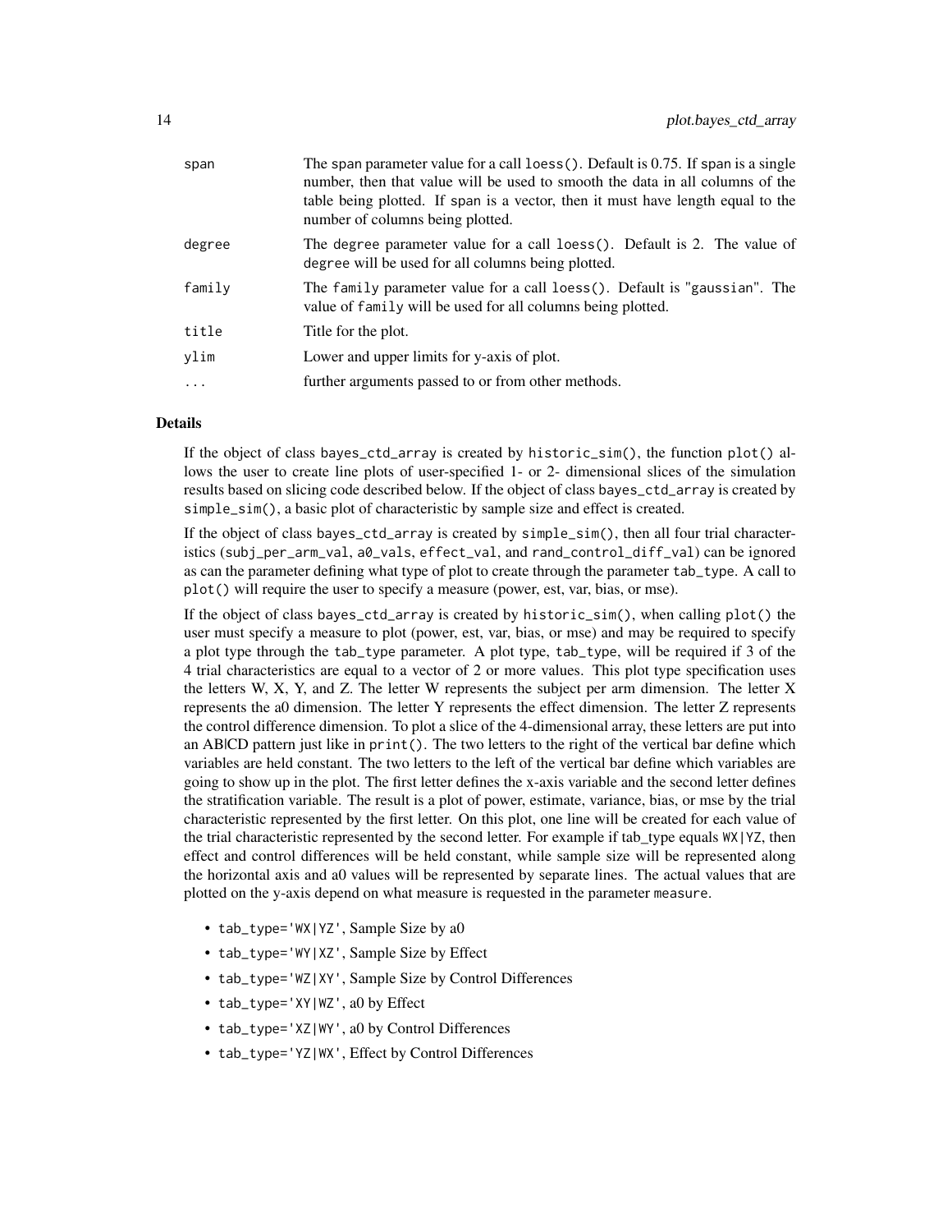| | |
|---|---|
| span | The span parameter value for a call `loess()`. Default is 0.75. If span is a single number, then that value will be used to smooth the data in all columns of the table being plotted. If span is a vector, then it must have length equal to the number of columns being plotted. |
| degree | The degree parameter value for a call `loess()`. Default is 2. The value of degree will be used for all columns being plotted. |
| family | The family parameter value for a call `loess()`. Default is "gaussian". The value of family will be used for all columns being plotted. |
| title | Title for the plot. |
| ylim | Lower and upper limits for y-axis of plot. |
| ... | further arguments passed to or from other methods. |

## Details

If the object of class `bayes_ctd_array` is created by `historic_sim()`, the function `plot()` allows the user to create line plots of user-specified 1- or 2- dimensional slices of the simulation results based on slicing code described below. If the object of class `bayes_ctd_array` is created by `simple_sim()`, a basic plot of characteristic by sample size and effect is created.

If the object of class `bayes_ctd_array` is created by `simple_sim()`, then all four trial characteristics (`subj_per_arm_val`, `a0_vals`, `effect_val`, and `rand_control_diff_val`) can be ignored as can the parameter defining what type of plot to create through the parameter `tab_type`. A call to `plot()` will require the user to specify a measure (power, est, var, bias, or mse).

If the object of class `bayes_ctd_array` is created by `historic_sim()`, when calling `plot()` the user must specify a measure to plot (power, est, var, bias, or mse) and may be required to specify a plot type through the `tab_type` parameter. A plot type, `tab_type`, will be required if 3 of the 4 trial characteristics are equal to a vector of 2 or more values. This plot type specification uses the letters W, X, Y, and Z. The letter W represents the subject per arm dimension. The letter X represents the a0 dimension. The letter Y represents the effect dimension. The letter Z represents the control difference dimension. To plot a slice of the 4-dimensional array, these letters are put into an AB|CD pattern just like in `print()`. The two letters to the right of the vertical bar define which variables are held constant. The two letters to the left of the vertical bar define which variables are going to show up in the plot. The first letter defines the x-axis variable and the second letter defines the stratification variable. The result is a plot of power, estimate, variance, bias, or mse by the trial characteristic represented by the first letter. On this plot, one line will be created for each value of the trial characteristic represented by the second letter. For example if tab_type equals `WX|YZ`, then effect and control differences will be held constant, while sample size will be represented along the horizontal axis and a0 values will be represented by separate lines. The actual values that are plotted on the y-axis depend on what measure is requested in the parameter `measure`.

- `tab_type='WX|YZ'`, Sample Size by a0
- `tab_type='WY|XZ'`, Sample Size by Effect
- `tab_type='WZ|XY'`, Sample Size by Control Differences
- `tab_type='XY|WZ'`, a0 by Effect
- `tab_type='XZ|WY'`, a0 by Control Differences
- `tab_type='YZ|WX'`, Effect by Control Differences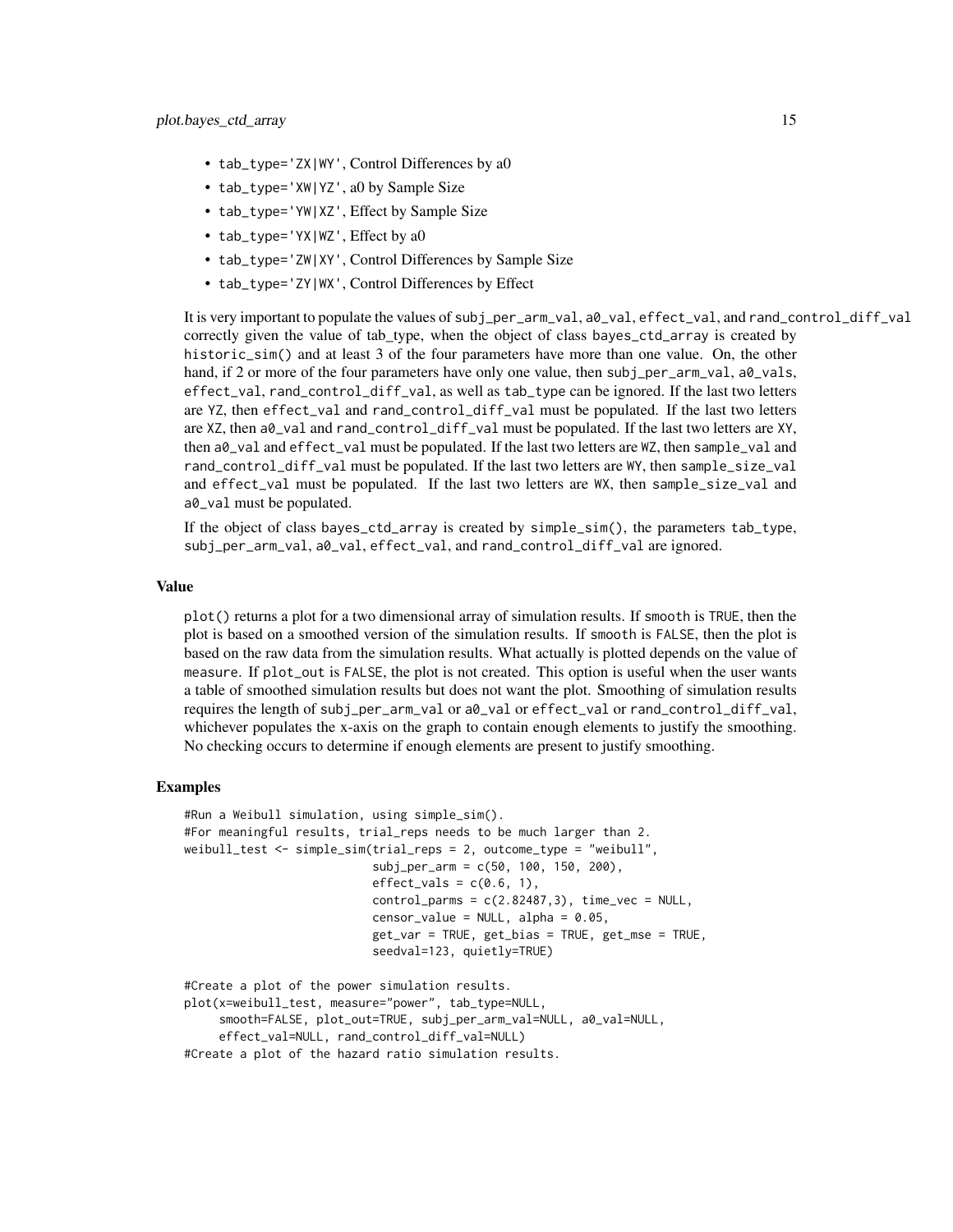- `tab_type='ZX|WY'`, Control Differences by a0
- `tab_type='XW|YZ'`, a0 by Sample Size
- `tab_type='YW|XZ'`, Effect by Sample Size
- `tab_type='YX|WZ'`, Effect by a0
- `tab_type='ZW|XY'`, Control Differences by Sample Size
- `tab_type='ZY|WX'`, Control Differences by Effect

It is very important to populate the values of `subj_per_arm_val`, `a0_val`, `effect_val`, and `rand_control_diff_val` correctly given the value of tab_type, when the object of class `bayes_ctd_array` is created by `historic_sim()` and at least 3 of the four parameters have more than one value. On, the other hand, if 2 or more of the four parameters have only one value, then `subj_per_arm_val`, `a0_vals`, `effect_val`, `rand_control_diff_val`, as well as `tab_type` can be ignored. If the last two letters are `YZ`, then `effect_val` and `rand_control_diff_val` must be populated. If the last two letters are `XZ`, then `a0_val` and `rand_control_diff_val` must be populated. If the last two letters are `XY`, then `a0_val` and `effect_val` must be populated. If the last two letters are `WZ`, then `sample_val` and `rand_control_diff_val` must be populated. If the last two letters are `WY`, then `sample_size_val` and `effect_val` must be populated. If the last two letters are `WX`, then `sample_size_val` and `a0_val` must be populated.

If the object of class `bayes_ctd_array` is created by `simple_sim()`, the parameters `tab_type`, `subj_per_arm_val`, `a0_val`, `effect_val`, and `rand_control_diff_val` are ignored.

### Value

`plot()` returns a plot for a two dimensional array of simulation results. If `smooth` is `TRUE`, then the plot is based on a smoothed version of the simulation results. If `smooth` is `FALSE`, then the plot is based on the raw data from the simulation results. What actually is plotted depends on the value of `measure`. If `plot_out` is `FALSE`, the plot is not created. This option is useful when the user wants a table of smoothed simulation results but does not want the plot. Smoothing of simulation results requires the length of `subj_per_arm_val` or `a0_val` or `effect_val` or `rand_control_diff_val`, whichever populates the x-axis on the graph to contain enough elements to justify the smoothing. No checking occurs to determine if enough elements are present to justify smoothing.

### Examples

```
#Run a Weibull simulation, using simple_sim().
#For meaningful results, trial_reps needs to be much larger than 2.
weibull_test <- simple_sim(trial_reps = 2, outcome_type = "weibull",
                           subj_per_arm = c(50, 100, 150, 200),
                           effect_vals = c(0.6, 1),
                           control_parms = c(2.82487,3), time_vec = NULL,
                           censor_value = NULL, alpha = 0.05,
                           get_var = TRUE, get_bias = TRUE, get_mse = TRUE,
                           seedval=123, quietly=TRUE)

#Create a plot of the power simulation results.
plot(x=weibull_test, measure="power", tab_type=NULL,
     smooth=FALSE, plot_out=TRUE, subj_per_arm_val=NULL, a0_val=NULL,
     effect_val=NULL, rand_control_diff_val=NULL)
#Create a plot of the hazard ratio simulation results.
```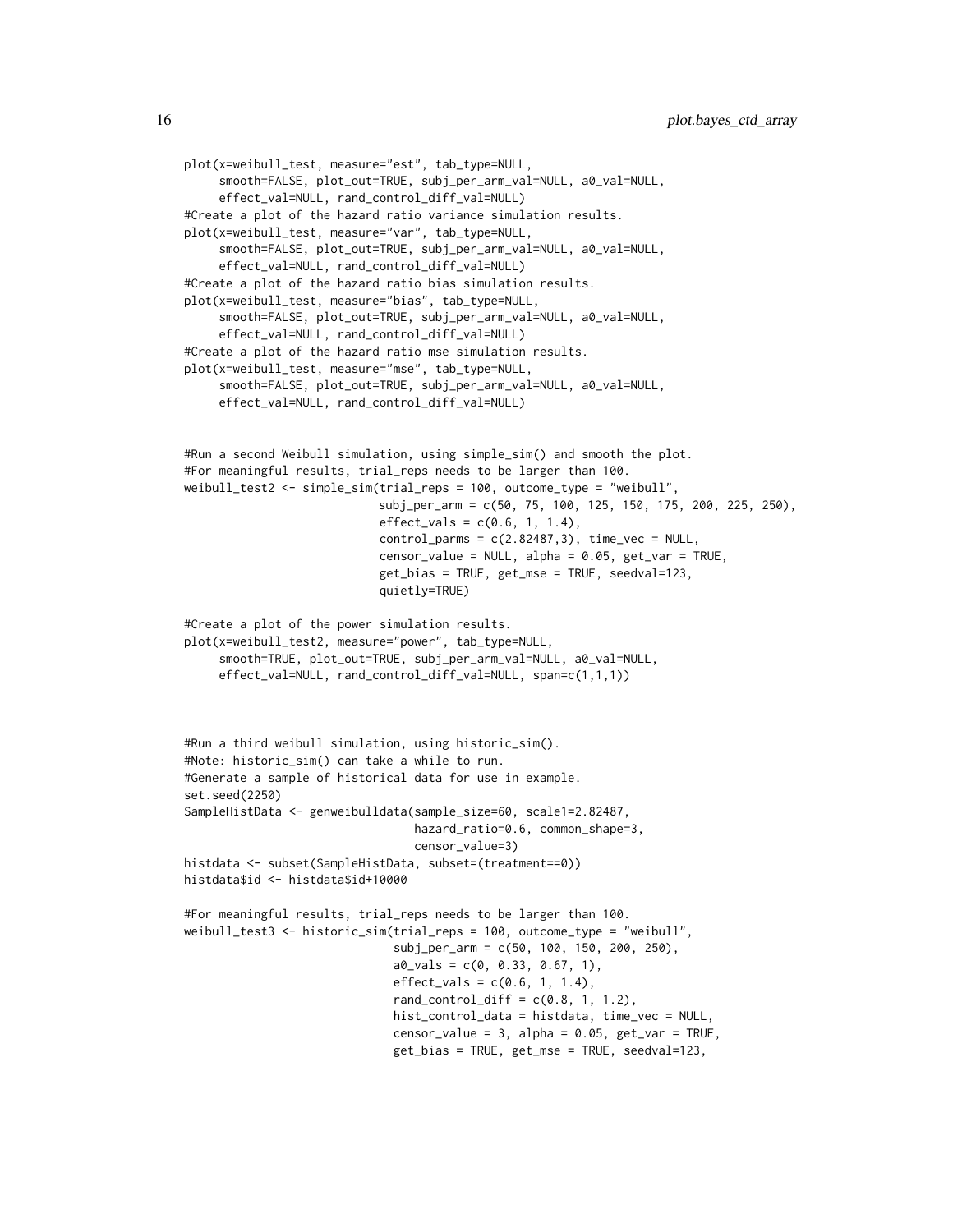```
plot(x=weibull_test, measure="est", tab_type=NULL,
     smooth=FALSE, plot_out=TRUE, subj_per_arm_val=NULL, a0_val=NULL,
     effect_val=NULL, rand_control_diff_val=NULL)
#Create a plot of the hazard ratio variance simulation results.
plot(x=weibull_test, measure="var", tab_type=NULL,
     smooth=FALSE, plot_out=TRUE, subj_per_arm_val=NULL, a0_val=NULL,
     effect_val=NULL, rand_control_diff_val=NULL)
#Create a plot of the hazard ratio bias simulation results.
plot(x=weibull_test, measure="bias", tab_type=NULL,
     smooth=FALSE, plot_out=TRUE, subj_per_arm_val=NULL, a0_val=NULL,
     effect_val=NULL, rand_control_diff_val=NULL)
#Create a plot of the hazard ratio mse simulation results.
plot(x=weibull_test, measure="mse", tab_type=NULL,
     smooth=FALSE, plot_out=TRUE, subj_per_arm_val=NULL, a0_val=NULL,
     effect_val=NULL, rand_control_diff_val=NULL)


#Run a second Weibull simulation, using simple_sim() and smooth the plot.
#For meaningful results, trial_reps needs to be larger than 100.
weibull_test2 <- simple_sim(trial_reps = 100, outcome_type = "weibull",
                            subj_per_arm = c(50, 75, 100, 125, 150, 175, 200, 225, 250),
                            effect_vals = c(0.6, 1, 1.4),
                            control_parms = c(2.82487,3), time_vec = NULL,
                            censor_value = NULL, alpha = 0.05, get_var = TRUE,
                            get_bias = TRUE, get_mse = TRUE, seedval=123,
                            quietly=TRUE)

#Create a plot of the power simulation results.
plot(x=weibull_test2, measure="power", tab_type=NULL,
     smooth=TRUE, plot_out=TRUE, subj_per_arm_val=NULL, a0_val=NULL,
     effect_val=NULL, rand_control_diff_val=NULL, span=c(1,1,1))



#Run a third weibull simulation, using historic_sim().
#Note: historic_sim() can take a while to run.
#Generate a sample of historical data for use in example.
set.seed(2250)
SampleHistData <- genweibulldata(sample_size=60, scale1=2.82487,
                                 hazard_ratio=0.6, common_shape=3,
                                 censor_value=3)
histdata <- subset(SampleHistData, subset=(treatment==0))
histdata$id <- histdata$id+10000

#For meaningful results, trial_reps needs to be larger than 100.
weibull_test3 <- historic_sim(trial_reps = 100, outcome_type = "weibull",
                              subj_per_arm = c(50, 100, 150, 200, 250),
                              a0_vals = c(0, 0.33, 0.67, 1),
                              effect_vals = c(0.6, 1, 1.4),
                              rand_control_diff = c(0.8, 1, 1.2),
                              hist_control_data = histdata, time_vec = NULL,
                              censor_value = 3, alpha = 0.05, get_var = TRUE,
                              get_bias = TRUE, get_mse = TRUE, seedval=123,
```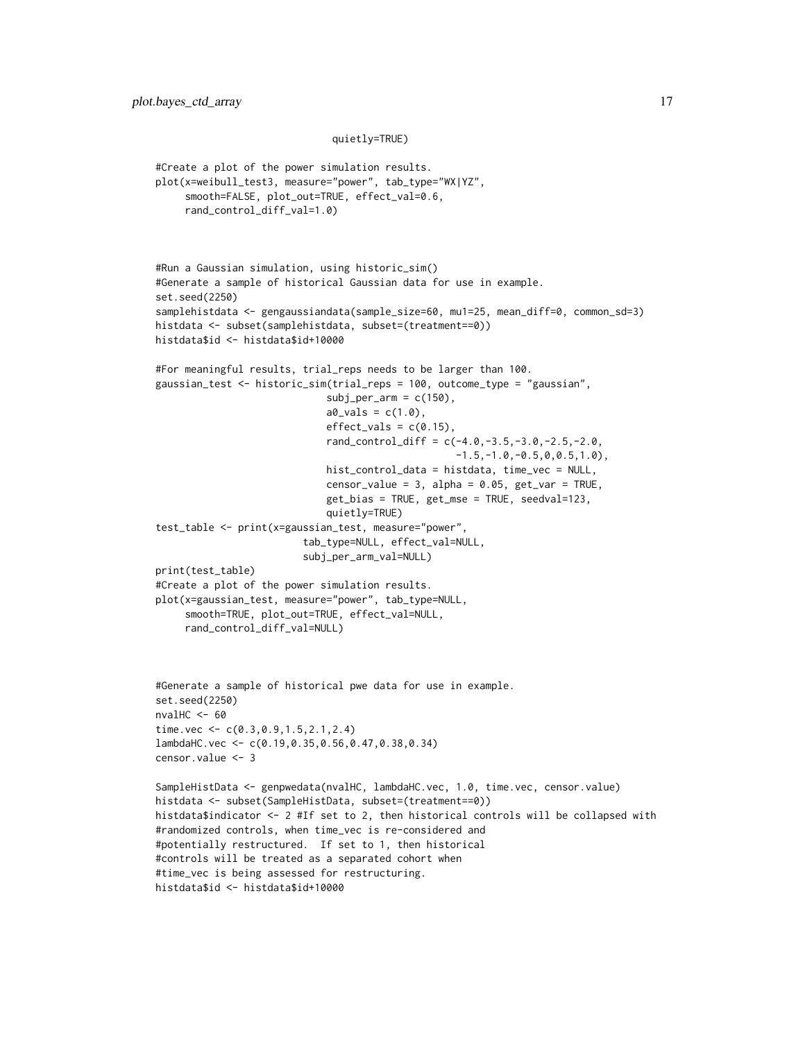```
                             quietly=TRUE)

#Create a plot of the power simulation results.
plot(x=weibull_test3, measure="power", tab_type="WX|YZ",
     smooth=FALSE, plot_out=TRUE, effect_val=0.6,
     rand_control_diff_val=1.0)



#Run a Gaussian simulation, using historic_sim()
#Generate a sample of historical Gaussian data for use in example.
set.seed(2250)
samplehistdata <- gengaussiandata(sample_size=60, mu1=25, mean_diff=0, common_sd=3)
histdata <- subset(samplehistdata, subset=(treatment==0))
histdata$id <- histdata$id+10000

#For meaningful results, trial_reps needs to be larger than 100.
gaussian_test <- historic_sim(trial_reps = 100, outcome_type = "gaussian",
                             subj_per_arm = c(150),
                             a0_vals = c(1.0),
                             effect_vals = c(0.15),
                             rand_control_diff = c(-4.0,-3.5,-3.0,-2.5,-2.0,
                                                   -1.5,-1.0,-0.5,0,0.5,1.0),
                             hist_control_data = histdata, time_vec = NULL,
                             censor_value = 3, alpha = 0.05, get_var = TRUE,
                             get_bias = TRUE, get_mse = TRUE, seedval=123,
                             quietly=TRUE)
test_table <- print(x=gaussian_test, measure="power",
                        tab_type=NULL, effect_val=NULL,
                        subj_per_arm_val=NULL)
print(test_table)
#Create a plot of the power simulation results.
plot(x=gaussian_test, measure="power", tab_type=NULL,
     smooth=TRUE, plot_out=TRUE, effect_val=NULL,
     rand_control_diff_val=NULL)



#Generate a sample of historical pwe data for use in example.
set.seed(2250)
nvalHC <- 60
time.vec <- c(0.3,0.9,1.5,2.1,2.4)
lambdaHC.vec <- c(0.19,0.35,0.56,0.47,0.38,0.34)
censor.value <- 3

SampleHistData <- genpwedata(nvalHC, lambdaHC.vec, 1.0, time.vec, censor.value)
histdata <- subset(SampleHistData, subset=(treatment==0))
histdata$indicator <- 2 #If set to 2, then historical controls will be collapsed with
#randomized controls, when time_vec is re-considered and
#potentially restructured.  If set to 1, then historical
#controls will be treated as a separated cohort when
#time_vec is being assessed for restructuring.
histdata$id <- histdata$id+10000
```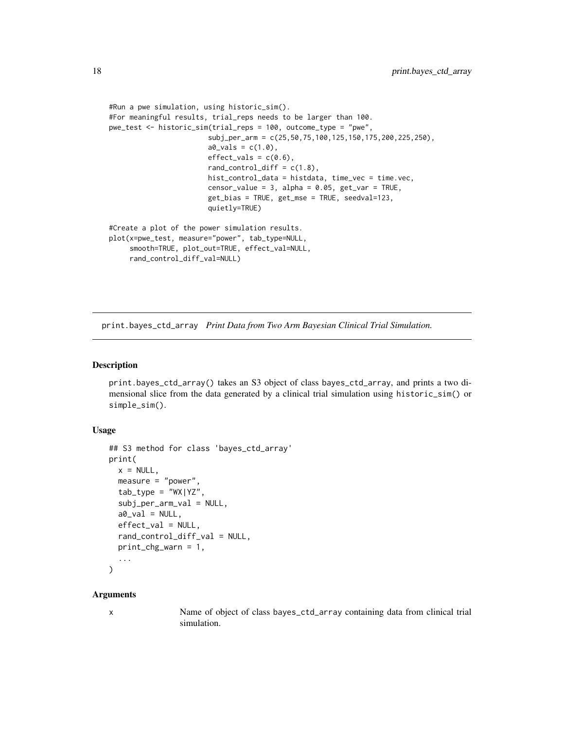```
#Run a pwe simulation, using historic_sim().
#For meaningful results, trial_reps needs to be larger than 100.
pwe_test <- historic_sim(trial_reps = 100, outcome_type = "pwe",
                        subj_per_arm = c(25,50,75,100,125,150,175,200,225,250),
                        a0_vals = c(1.0),
                        effect_vals = c(0.6),
                        rand_control_diff = c(1.8),
                        hist_control_data = histdata, time_vec = time.vec,
                        censor_value = 3, alpha = 0.05, get_var = TRUE,
                        get_bias = TRUE, get_mse = TRUE, seedval=123,
                        quietly=TRUE)

#Create a plot of the power simulation results.
plot(x=pwe_test, measure="power", tab_type=NULL,
     smooth=TRUE, plot_out=TRUE, effect_val=NULL,
     rand_control_diff_val=NULL)
```

## print.bayes_ctd_array *Print Data from Two Arm Bayesian Clinical Trial Simulation.*

### Description

print.bayes_ctd_array() takes an S3 object of class bayes_ctd_array, and prints a two dimensional slice from the data generated by a clinical trial simulation using historic_sim() or simple_sim().

### Usage

```
## S3 method for class 'bayes_ctd_array'
print(
  x = NULL,
  measure = "power",
  tab_type = "WX|YZ",
  subj_per_arm_val = NULL,
  a0_val = NULL,
  effect_val = NULL,
  rand_control_diff_val = NULL,
  print_chg_warn = 1,
  ...
)
```

### Arguments

x    Name of object of class bayes_ctd_array containing data from clinical trial simulation.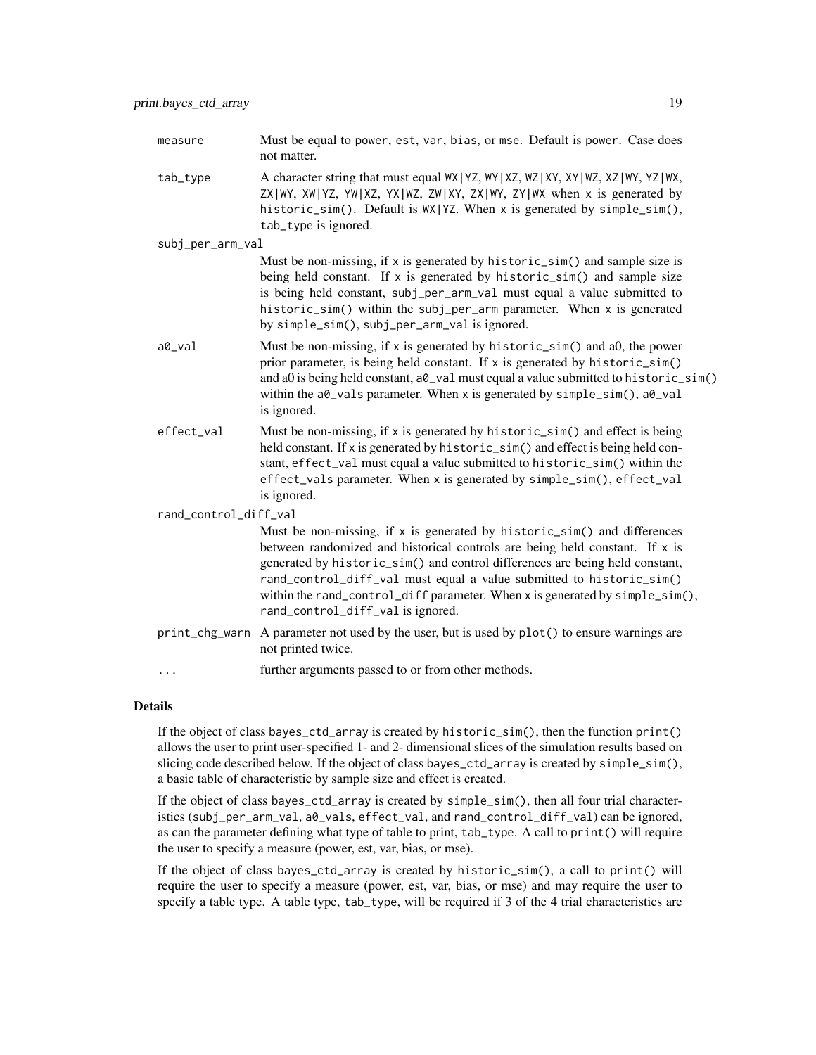measure
: Must be equal to power, est, var, bias, or mse. Default is power. Case does not matter.

tab_type
: A character string that must equal WX|YZ, WY|XZ, WZ|XY, XY|WZ, XZ|WY, YZ|WX, ZX|WY, XW|YZ, YW|XZ, YX|WZ, ZW|XY, ZX|WY, ZY|WX when x is generated by historic_sim(). Default is WX|YZ. When x is generated by simple_sim(), tab_type is ignored.

subj_per_arm_val
: Must be non-missing, if x is generated by historic_sim() and sample size is being held constant. If x is generated by historic_sim() and sample size is being held constant, subj_per_arm_val must equal a value submitted to historic_sim() within the subj_per_arm parameter. When x is generated by simple_sim(), subj_per_arm_val is ignored.

a0_val
: Must be non-missing, if x is generated by historic_sim() and a0, the power prior parameter, is being held constant. If x is generated by historic_sim() and a0 is being held constant, a0_val must equal a value submitted to historic_sim() within the a0_vals parameter. When x is generated by simple_sim(), a0_val is ignored.

effect_val
: Must be non-missing, if x is generated by historic_sim() and effect is being held constant. If x is generated by historic_sim() and effect is being held constant, effect_val must equal a value submitted to historic_sim() within the effect_vals parameter. When x is generated by simple_sim(), effect_val is ignored.

rand_control_diff_val
: Must be non-missing, if x is generated by historic_sim() and differences between randomized and historical controls are being held constant. If x is generated by historic_sim() and control differences are being held constant, rand_control_diff_val must equal a value submitted to historic_sim() within the rand_control_diff parameter. When x is generated by simple_sim(), rand_control_diff_val is ignored.

print_chg_warn
: A parameter not used by the user, but is used by plot() to ensure warnings are not printed twice.

...
: further arguments passed to or from other methods.

## Details

If the object of class bayes_ctd_array is created by historic_sim(), then the function print() allows the user to print user-specified 1- and 2- dimensional slices of the simulation results based on slicing code described below. If the object of class bayes_ctd_array is created by simple_sim(), a basic table of characteristic by sample size and effect is created.

If the object of class bayes_ctd_array is created by simple_sim(), then all four trial characteristics (subj_per_arm_val, a0_vals, effect_val, and rand_control_diff_val) can be ignored, as can the parameter defining what type of table to print, tab_type. A call to print() will require the user to specify a measure (power, est, var, bias, or mse).

If the object of class bayes_ctd_array is created by historic_sim(), a call to print() will require the user to specify a measure (power, est, var, bias, or mse) and may require the user to specify a table type. A table type, tab_type, will be required if 3 of the 4 trial characteristics are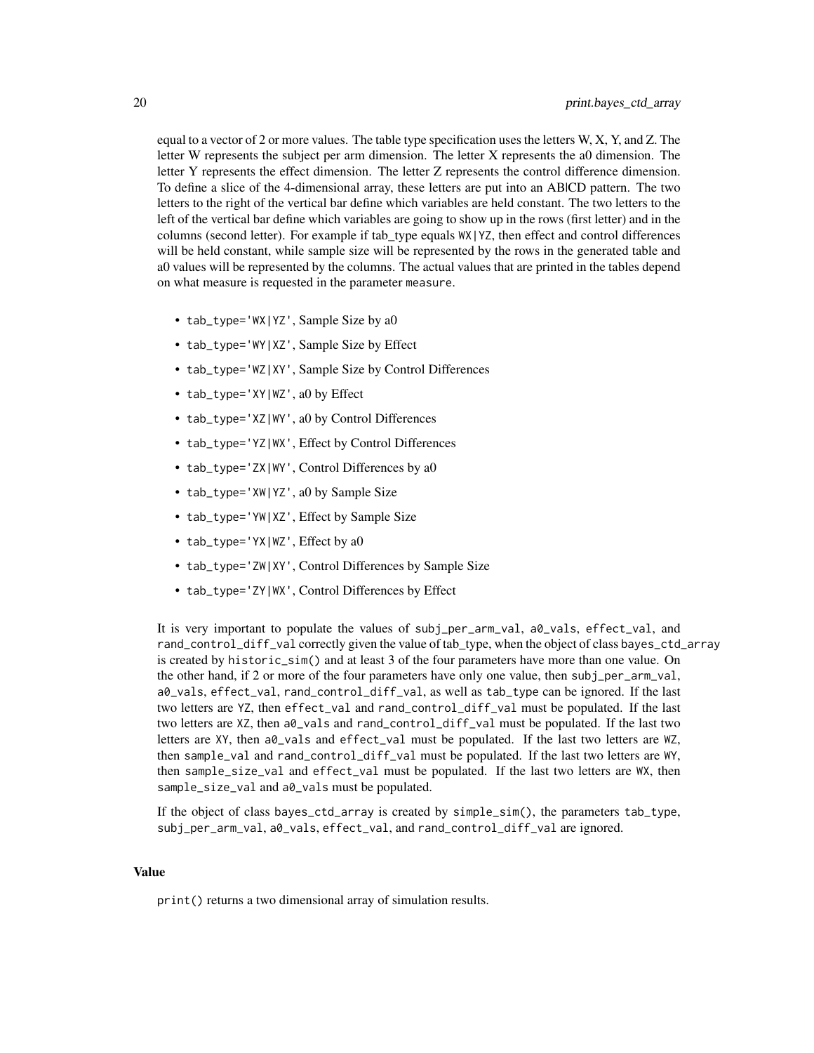equal to a vector of 2 or more values. The table type specification uses the letters W, X, Y, and Z. The letter W represents the subject per arm dimension. The letter X represents the a0 dimension. The letter Y represents the effect dimension. The letter Z represents the control difference dimension. To define a slice of the 4-dimensional array, these letters are put into an AB|CD pattern. The two letters to the right of the vertical bar define which variables are held constant. The two letters to the left of the vertical bar define which variables are going to show up in the rows (first letter) and in the columns (second letter). For example if tab_type equals `WX|YZ`, then effect and control differences will be held constant, while sample size will be represented by the rows in the generated table and a0 values will be represented by the columns. The actual values that are printed in the tables depend on what measure is requested in the parameter `measure`.

- `tab_type='WX|YZ'`, Sample Size by a0
- `tab_type='WY|XZ'`, Sample Size by Effect
- `tab_type='WZ|XY'`, Sample Size by Control Differences
- `tab_type='XY|WZ'`, a0 by Effect
- `tab_type='XZ|WY'`, a0 by Control Differences
- `tab_type='YZ|WX'`, Effect by Control Differences
- `tab_type='ZX|WY'`, Control Differences by a0
- `tab_type='XW|YZ'`, a0 by Sample Size
- `tab_type='YW|XZ'`, Effect by Sample Size
- `tab_type='YX|WZ'`, Effect by a0
- `tab_type='ZW|XY'`, Control Differences by Sample Size
- `tab_type='ZY|WX'`, Control Differences by Effect

It is very important to populate the values of `subj_per_arm_val`, `a0_vals`, `effect_val`, and `rand_control_diff_val` correctly given the value of tab_type, when the object of class `bayes_ctd_array` is created by `historic_sim()` and at least 3 of the four parameters have more than one value. On the other hand, if 2 or more of the four parameters have only one value, then `subj_per_arm_val`, `a0_vals`, `effect_val`, `rand_control_diff_val`, as well as `tab_type` can be ignored. If the last two letters are `YZ`, then `effect_val` and `rand_control_diff_val` must be populated. If the last two letters are `XZ`, then `a0_vals` and `rand_control_diff_val` must be populated. If the last two letters are `XY`, then `a0_vals` and `effect_val` must be populated. If the last two letters are `WZ`, then `sample_val` and `rand_control_diff_val` must be populated. If the last two letters are `WY`, then `sample_size_val` and `effect_val` must be populated. If the last two letters are `WX`, then `sample_size_val` and `a0_vals` must be populated.

If the object of class `bayes_ctd_array` is created by `simple_sim()`, the parameters `tab_type`, `subj_per_arm_val`, `a0_vals`, `effect_val`, and `rand_control_diff_val` are ignored.

## Value

`print()` returns a two dimensional array of simulation results.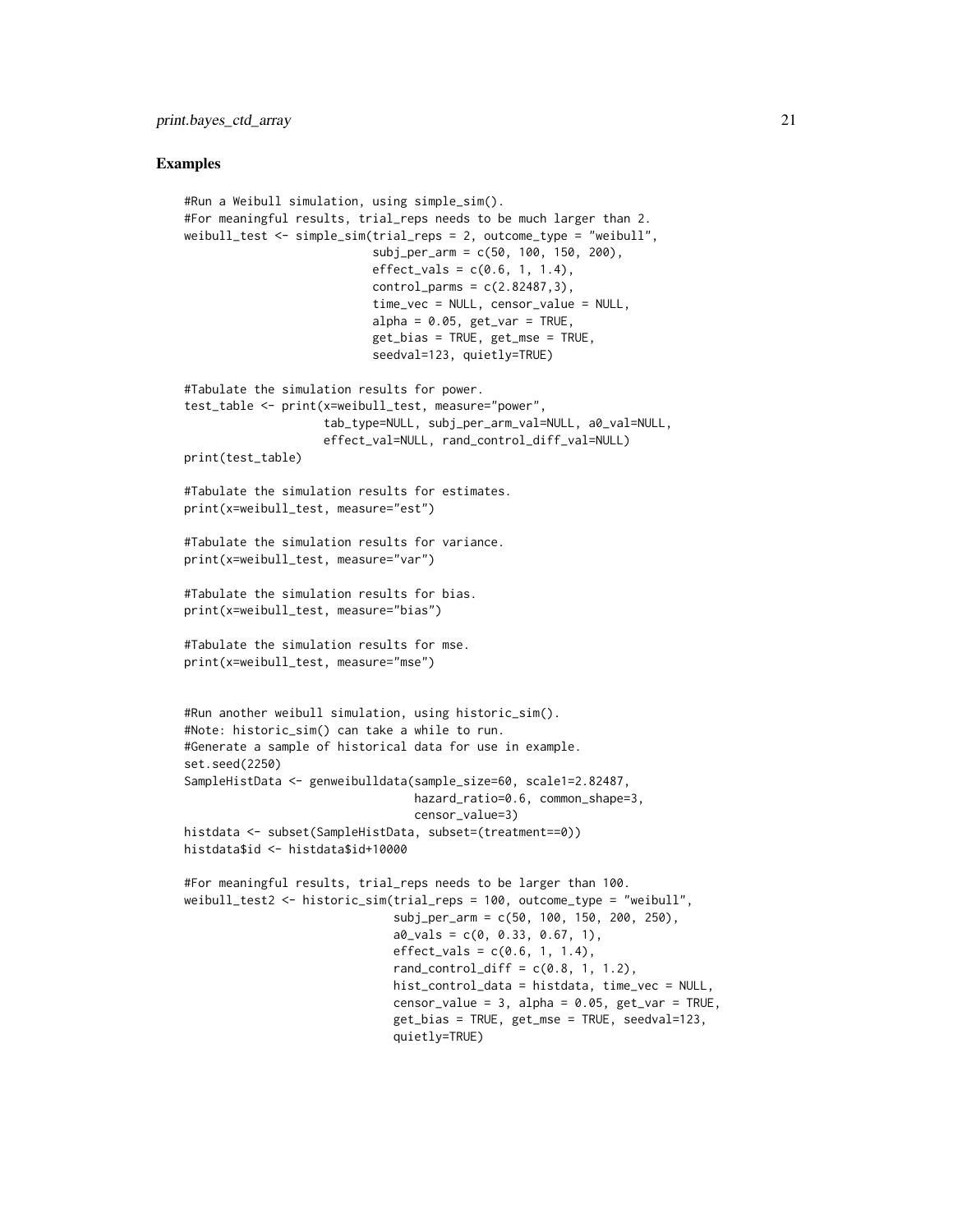## Examples

```
#Run a Weibull simulation, using simple_sim().
#For meaningful results, trial_reps needs to be much larger than 2.
weibull_test <- simple_sim(trial_reps = 2, outcome_type = "weibull",
                           subj_per_arm = c(50, 100, 150, 200),
                           effect_vals = c(0.6, 1, 1.4),
                           control_parms = c(2.82487,3),
                           time_vec = NULL, censor_value = NULL,
                           alpha = 0.05, get_var = TRUE,
                           get_bias = TRUE, get_mse = TRUE,
                           seedval=123, quietly=TRUE)

#Tabulate the simulation results for power.
test_table <- print(x=weibull_test, measure="power",
                    tab_type=NULL, subj_per_arm_val=NULL, a0_val=NULL,
                    effect_val=NULL, rand_control_diff_val=NULL)
print(test_table)

#Tabulate the simulation results for estimates.
print(x=weibull_test, measure="est")

#Tabulate the simulation results for variance.
print(x=weibull_test, measure="var")

#Tabulate the simulation results for bias.
print(x=weibull_test, measure="bias")

#Tabulate the simulation results for mse.
print(x=weibull_test, measure="mse")


#Run another weibull simulation, using historic_sim().
#Note: historic_sim() can take a while to run.
#Generate a sample of historical data for use in example.
set.seed(2250)
SampleHistData <- genweibulldata(sample_size=60, scale1=2.82487,
                                 hazard_ratio=0.6, common_shape=3,
                                 censor_value=3)
histdata <- subset(SampleHistData, subset=(treatment==0))
histdata$id <- histdata$id+10000

#For meaningful results, trial_reps needs to be larger than 100.
weibull_test2 <- historic_sim(trial_reps = 100, outcome_type = "weibull",
                              subj_per_arm = c(50, 100, 150, 200, 250),
                              a0_vals = c(0, 0.33, 0.67, 1),
                              effect_vals = c(0.6, 1, 1.4),
                              rand_control_diff = c(0.8, 1, 1.2),
                              hist_control_data = histdata, time_vec = NULL,
                              censor_value = 3, alpha = 0.05, get_var = TRUE,
                              get_bias = TRUE, get_mse = TRUE, seedval=123,
                              quietly=TRUE)
```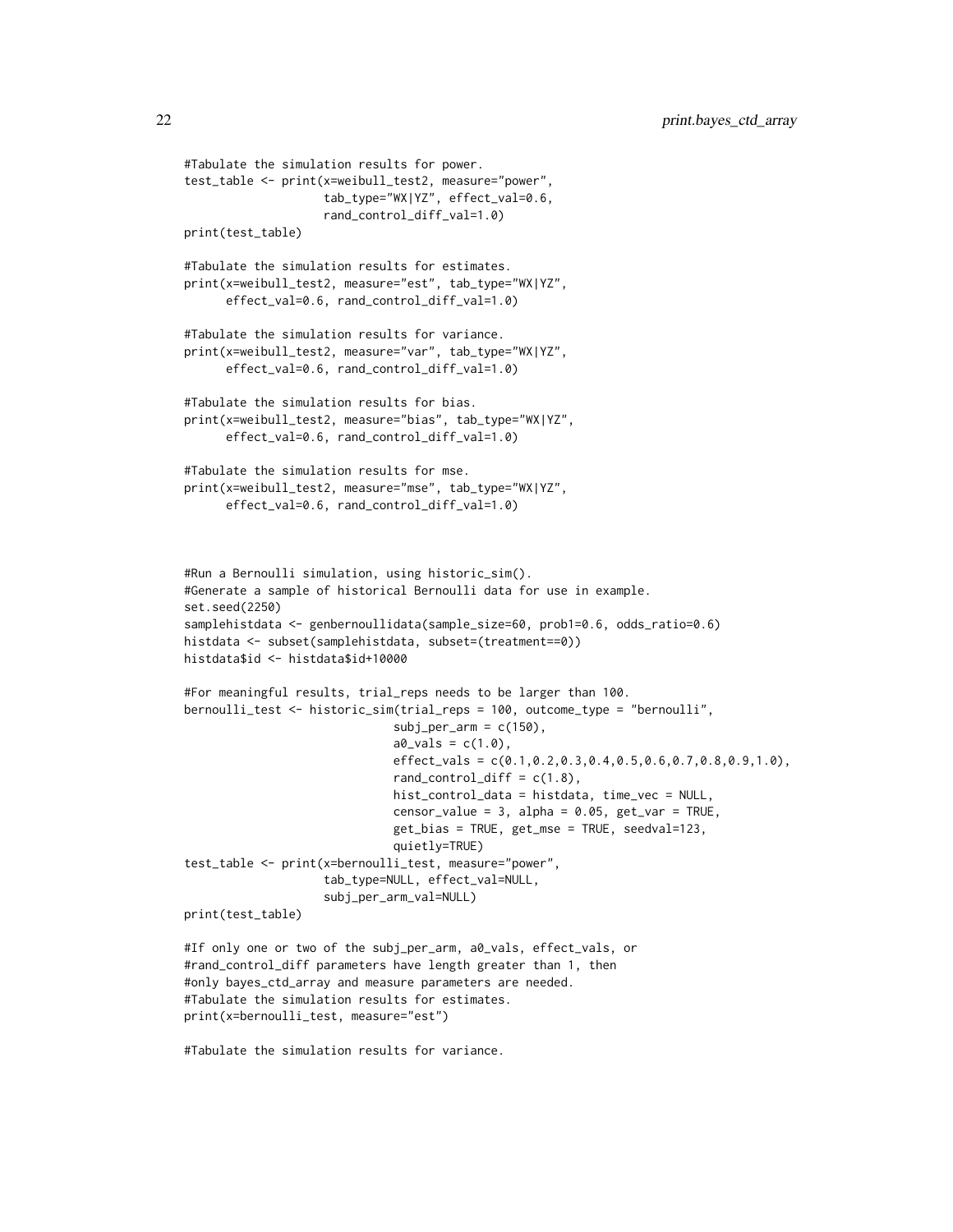```
#Tabulate the simulation results for power.
test_table <- print(x=weibull_test2, measure="power",
                    tab_type="WX|YZ", effect_val=0.6,
                    rand_control_diff_val=1.0)
print(test_table)

#Tabulate the simulation results for estimates.
print(x=weibull_test2, measure="est", tab_type="WX|YZ",
      effect_val=0.6, rand_control_diff_val=1.0)

#Tabulate the simulation results for variance.
print(x=weibull_test2, measure="var", tab_type="WX|YZ",
      effect_val=0.6, rand_control_diff_val=1.0)

#Tabulate the simulation results for bias.
print(x=weibull_test2, measure="bias", tab_type="WX|YZ",
      effect_val=0.6, rand_control_diff_val=1.0)

#Tabulate the simulation results for mse.
print(x=weibull_test2, measure="mse", tab_type="WX|YZ",
      effect_val=0.6, rand_control_diff_val=1.0)



#Run a Bernoulli simulation, using historic_sim().
#Generate a sample of historical Bernoulli data for use in example.
set.seed(2250)
samplehistdata <- genbernoullidata(sample_size=60, prob1=0.6, odds_ratio=0.6)
histdata <- subset(samplehistdata, subset=(treatment==0))
histdata$id <- histdata$id+10000

#For meaningful results, trial_reps needs to be larger than 100.
bernoulli_test <- historic_sim(trial_reps = 100, outcome_type = "bernoulli",
                               subj_per_arm = c(150),
                               a0_vals = c(1.0),
                               effect_vals = c(0.1,0.2,0.3,0.4,0.5,0.6,0.7,0.8,0.9,1.0),
                               rand_control_diff = c(1.8),
                               hist_control_data = histdata, time_vec = NULL,
                               censor_value = 3, alpha = 0.05, get_var = TRUE,
                               get_bias = TRUE, get_mse = TRUE, seedval=123,
                               quietly=TRUE)
test_table <- print(x=bernoulli_test, measure="power",
                    tab_type=NULL, effect_val=NULL,
                    subj_per_arm_val=NULL)
print(test_table)

#If only one or two of the subj_per_arm, a0_vals, effect_vals, or
#rand_control_diff parameters have length greater than 1, then
#only bayes_ctd_array and measure parameters are needed.
#Tabulate the simulation results for estimates.
print(x=bernoulli_test, measure="est")

#Tabulate the simulation results for variance.
```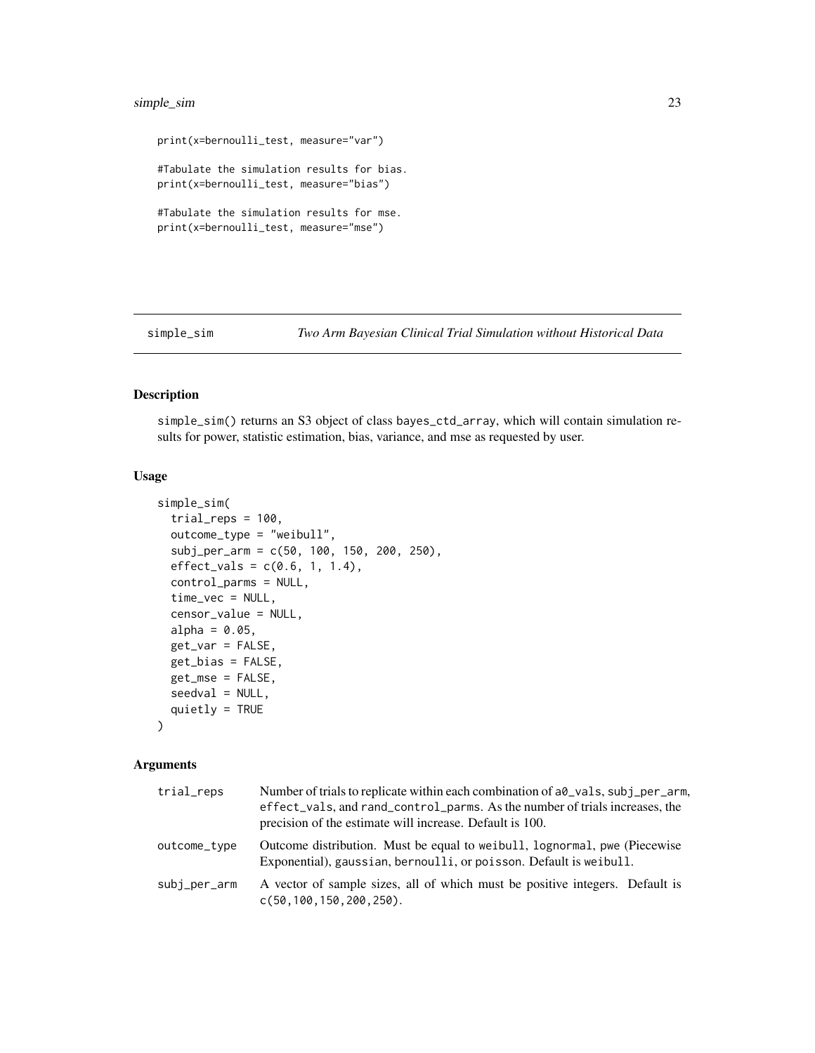```
print(x=bernoulli_test, measure="var")

#Tabulate the simulation results for bias.
print(x=bernoulli_test, measure="bias")

#Tabulate the simulation results for mse.
print(x=bernoulli_test, measure="mse")
```

---

## simple_sim — *Two Arm Bayesian Clinical Trial Simulation without Historical Data*

### Description

simple_sim() returns an S3 object of class bayes_ctd_array, which will contain simulation results for power, statistic estimation, bias, variance, and mse as requested by user.

### Usage

```
simple_sim(
  trial_reps = 100,
  outcome_type = "weibull",
  subj_per_arm = c(50, 100, 150, 200, 250),
  effect_vals = c(0.6, 1, 1.4),
  control_parms = NULL,
  time_vec = NULL,
  censor_value = NULL,
  alpha = 0.05,
  get_var = FALSE,
  get_bias = FALSE,
  get_mse = FALSE,
  seedval = NULL,
  quietly = TRUE
)
```

### Arguments

| | |
|---|---|
| trial_reps | Number of trials to replicate within each combination of a0_vals, subj_per_arm, effect_vals, and rand_control_parms. As the number of trials increases, the precision of the estimate will increase. Default is 100. |
| outcome_type | Outcome distribution. Must be equal to weibull, lognormal, pwe (Piecewise Exponential), gaussian, bernoulli, or poisson. Default is weibull. |
| subj_per_arm | A vector of sample sizes, all of which must be positive integers. Default is c(50,100,150,200,250). |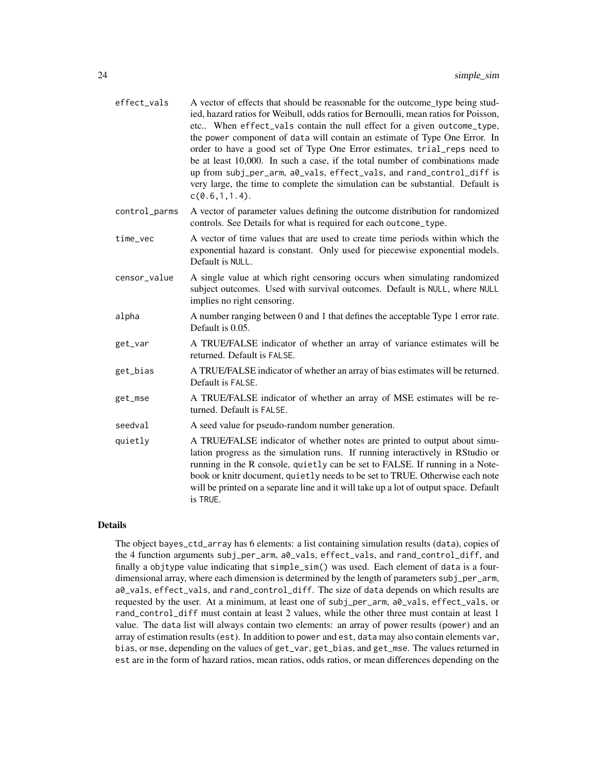| | |
|---|---|
| effect_vals | A vector of effects that should be reasonable for the outcome_type being studied, hazard ratios for Weibull, odds ratios for Bernoulli, mean ratios for Poisson, etc.. When effect_vals contain the null effect for a given outcome_type, the power component of data will contain an estimate of Type One Error. In order to have a good set of Type One Error estimates, trial_reps need to be at least 10,000. In such a case, if the total number of combinations made up from subj_per_arm, a0_vals, effect_vals, and rand_control_diff is very large, the time to complete the simulation can be substantial. Default is c(0.6,1,1.4). |
| control_parms | A vector of parameter values defining the outcome distribution for randomized controls. See Details for what is required for each outcome_type. |
| time_vec | A vector of time values that are used to create time periods within which the exponential hazard is constant. Only used for piecewise exponential models. Default is NULL. |
| censor_value | A single value at which right censoring occurs when simulating randomized subject outcomes. Used with survival outcomes. Default is NULL, where NULL implies no right censoring. |
| alpha | A number ranging between 0 and 1 that defines the acceptable Type 1 error rate. Default is 0.05. |
| get_var | A TRUE/FALSE indicator of whether an array of variance estimates will be returned. Default is FALSE. |
| get_bias | A TRUE/FALSE indicator of whether an array of bias estimates will be returned. Default is FALSE. |
| get_mse | A TRUE/FALSE indicator of whether an array of MSE estimates will be returned. Default is FALSE. |
| seedval | A seed value for pseudo-random number generation. |
| quietly | A TRUE/FALSE indicator of whether notes are printed to output about simulation progress as the simulation runs. If running interactively in RStudio or running in the R console, quietly can be set to FALSE. If running in a Notebook or knitr document, quietly needs to be set to TRUE. Otherwise each note will be printed on a separate line and it will take up a lot of output space. Default is TRUE. |

## Details

The object bayes_ctd_array has 6 elements: a list containing simulation results (data), copies of the 4 function arguments subj_per_arm, a0_vals, effect_vals, and rand_control_diff, and finally a objtype value indicating that simple_sim() was used. Each element of data is a four-dimensional array, where each dimension is determined by the length of parameters subj_per_arm, a0_vals, effect_vals, and rand_control_diff. The size of data depends on which results are requested by the user. At a minimum, at least one of subj_per_arm, a0_vals, effect_vals, or rand_control_diff must contain at least 2 values, while the other three must contain at least 1 value. The data list will always contain two elements: an array of power results (power) and an array of estimation results (est). In addition to power and est, data may also contain elements var, bias, or mse, depending on the values of get_var, get_bias, and get_mse. The values returned in est are in the form of hazard ratios, mean ratios, odds ratios, or mean differences depending on the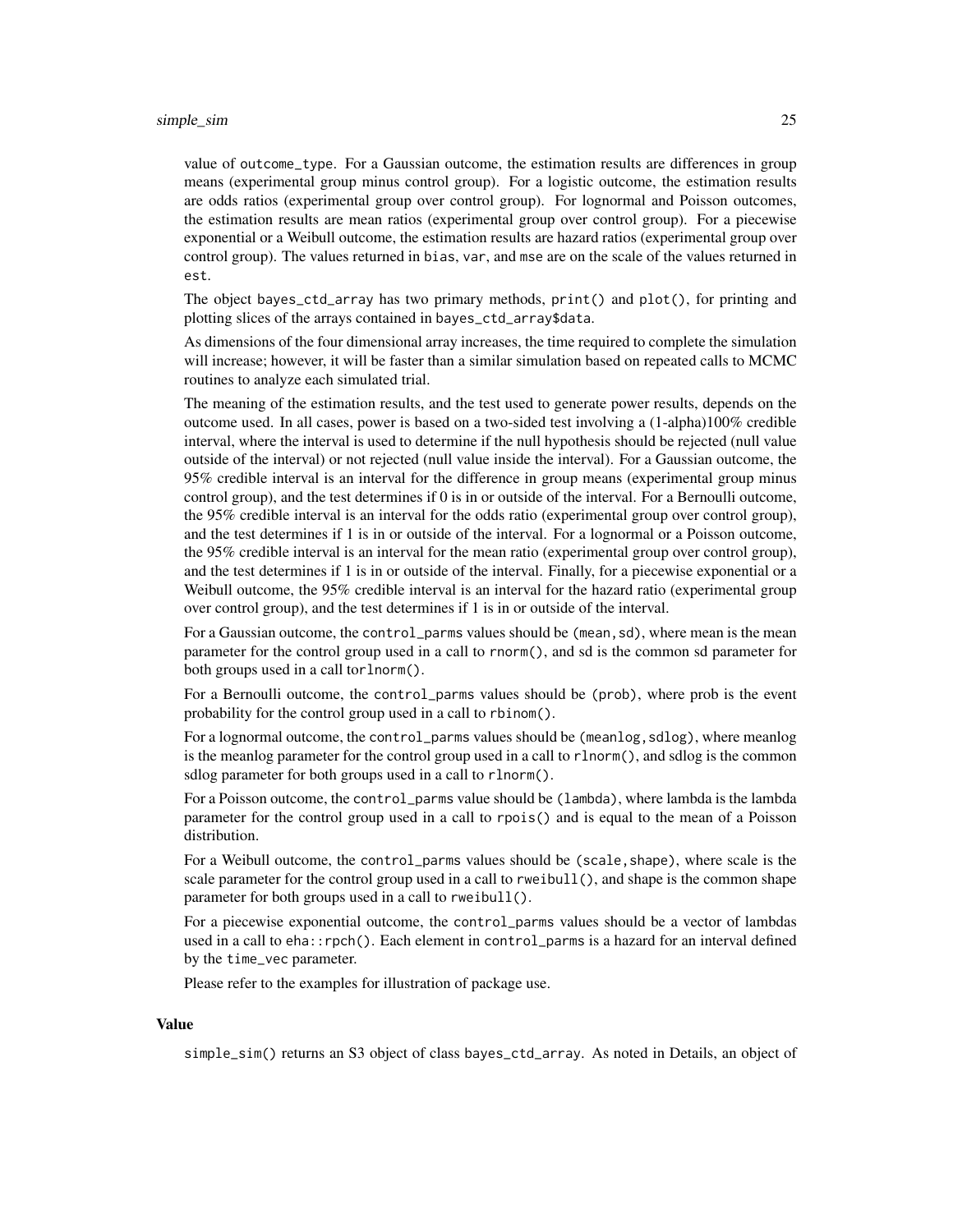value of outcome_type. For a Gaussian outcome, the estimation results are differences in group means (experimental group minus control group). For a logistic outcome, the estimation results are odds ratios (experimental group over control group). For lognormal and Poisson outcomes, the estimation results are mean ratios (experimental group over control group). For a piecewise exponential or a Weibull outcome, the estimation results are hazard ratios (experimental group over control group). The values returned in bias, var, and mse are on the scale of the values returned in est.

The object bayes_ctd_array has two primary methods, print() and plot(), for printing and plotting slices of the arrays contained in bayes_ctd_array$data.

As dimensions of the four dimensional array increases, the time required to complete the simulation will increase; however, it will be faster than a similar simulation based on repeated calls to MCMC routines to analyze each simulated trial.

The meaning of the estimation results, and the test used to generate power results, depends on the outcome used. In all cases, power is based on a two-sided test involving a (1-alpha)100% credible interval, where the interval is used to determine if the null hypothesis should be rejected (null value outside of the interval) or not rejected (null value inside the interval). For a Gaussian outcome, the 95% credible interval is an interval for the difference in group means (experimental group minus control group), and the test determines if 0 is in or outside of the interval. For a Bernoulli outcome, the 95% credible interval is an interval for the odds ratio (experimental group over control group), and the test determines if 1 is in or outside of the interval. For a lognormal or a Poisson outcome, the 95% credible interval is an interval for the mean ratio (experimental group over control group), and the test determines if 1 is in or outside of the interval. Finally, for a piecewise exponential or a Weibull outcome, the 95% credible interval is an interval for the hazard ratio (experimental group over control group), and the test determines if 1 is in or outside of the interval.

For a Gaussian outcome, the control_parms values should be (mean,sd), where mean is the mean parameter for the control group used in a call to rnorm(), and sd is the common sd parameter for both groups used in a call torlnorm().

For a Bernoulli outcome, the control_parms values should be (prob), where prob is the event probability for the control group used in a call to rbinom().

For a lognormal outcome, the control_parms values should be (meanlog,sdlog), where meanlog is the meanlog parameter for the control group used in a call to rlnorm(), and sdlog is the common sdlog parameter for both groups used in a call to rlnorm().

For a Poisson outcome, the control_parms value should be (lambda), where lambda is the lambda parameter for the control group used in a call to rpois() and is equal to the mean of a Poisson distribution.

For a Weibull outcome, the control_parms values should be (scale,shape), where scale is the scale parameter for the control group used in a call to rweibull(), and shape is the common shape parameter for both groups used in a call to rweibull().

For a piecewise exponential outcome, the control_parms values should be a vector of lambdas used in a call to eha::rpch(). Each element in control_parms is a hazard for an interval defined by the time_vec parameter.

Please refer to the examples for illustration of package use.

### Value

simple_sim() returns an S3 object of class bayes_ctd_array. As noted in Details, an object of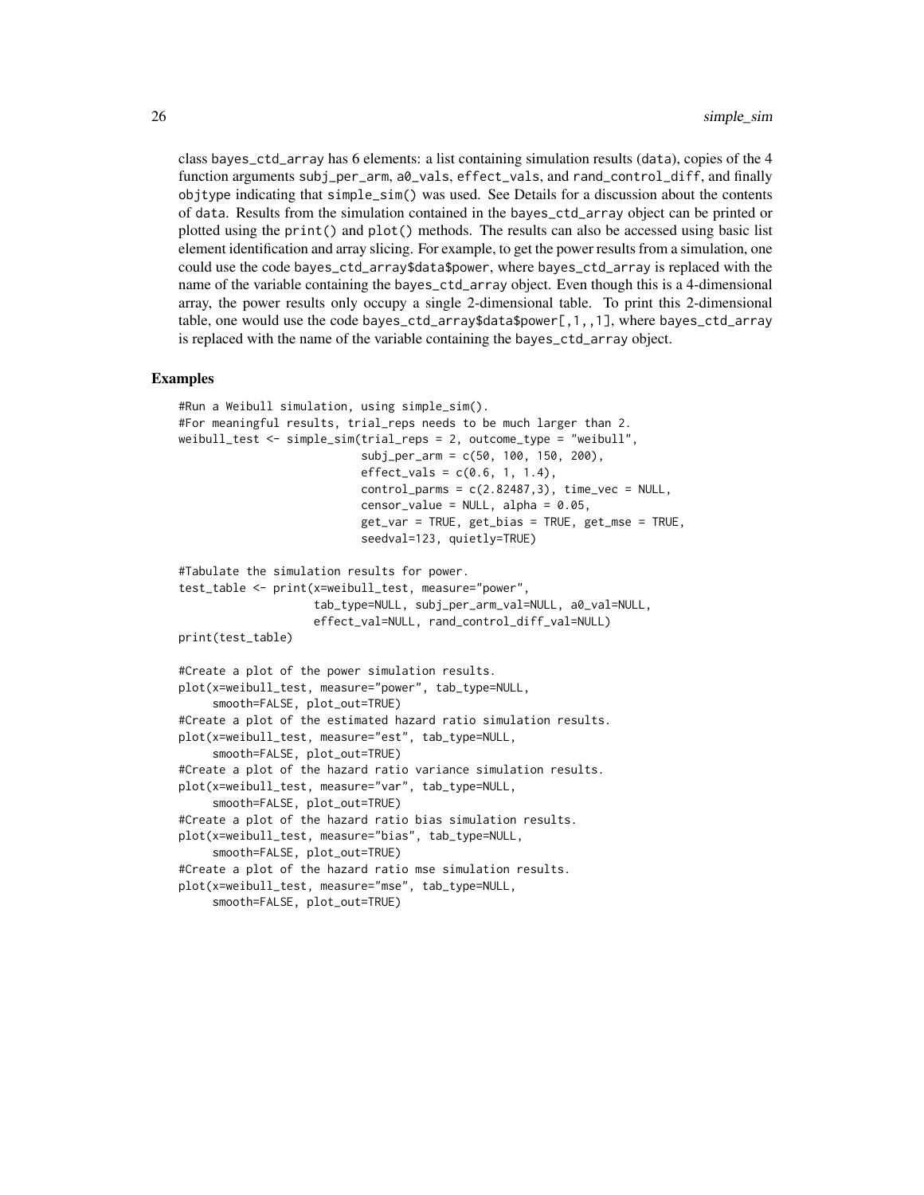class bayes_ctd_array has 6 elements: a list containing simulation results (data), copies of the 4 function arguments subj_per_arm, a0_vals, effect_vals, and rand_control_diff, and finally objtype indicating that simple_sim() was used. See Details for a discussion about the contents of data. Results from the simulation contained in the bayes_ctd_array object can be printed or plotted using the print() and plot() methods. The results can also be accessed using basic list element identification and array slicing. For example, to get the power results from a simulation, one could use the code bayes_ctd_array$data$power, where bayes_ctd_array is replaced with the name of the variable containing the bayes_ctd_array object. Even though this is a 4-dimensional array, the power results only occupy a single 2-dimensional table. To print this 2-dimensional table, one would use the code bayes_ctd_array$data$power[,1,,1], where bayes_ctd_array is replaced with the name of the variable containing the bayes_ctd_array object.

## Examples

```
#Run a Weibull simulation, using simple_sim().
#For meaningful results, trial_reps needs to be much larger than 2.
weibull_test <- simple_sim(trial_reps = 2, outcome_type = "weibull",
                           subj_per_arm = c(50, 100, 150, 200),
                           effect_vals = c(0.6, 1, 1.4),
                           control_parms = c(2.82487,3), time_vec = NULL,
                           censor_value = NULL, alpha = 0.05,
                           get_var = TRUE, get_bias = TRUE, get_mse = TRUE,
                           seedval=123, quietly=TRUE)

#Tabulate the simulation results for power.
test_table <- print(x=weibull_test, measure="power",
                    tab_type=NULL, subj_per_arm_val=NULL, a0_val=NULL,
                    effect_val=NULL, rand_control_diff_val=NULL)
print(test_table)

#Create a plot of the power simulation results.
plot(x=weibull_test, measure="power", tab_type=NULL,
     smooth=FALSE, plot_out=TRUE)
#Create a plot of the estimated hazard ratio simulation results.
plot(x=weibull_test, measure="est", tab_type=NULL,
     smooth=FALSE, plot_out=TRUE)
#Create a plot of the hazard ratio variance simulation results.
plot(x=weibull_test, measure="var", tab_type=NULL,
     smooth=FALSE, plot_out=TRUE)
#Create a plot of the hazard ratio bias simulation results.
plot(x=weibull_test, measure="bias", tab_type=NULL,
     smooth=FALSE, plot_out=TRUE)
#Create a plot of the hazard ratio mse simulation results.
plot(x=weibull_test, measure="mse", tab_type=NULL,
     smooth=FALSE, plot_out=TRUE)
```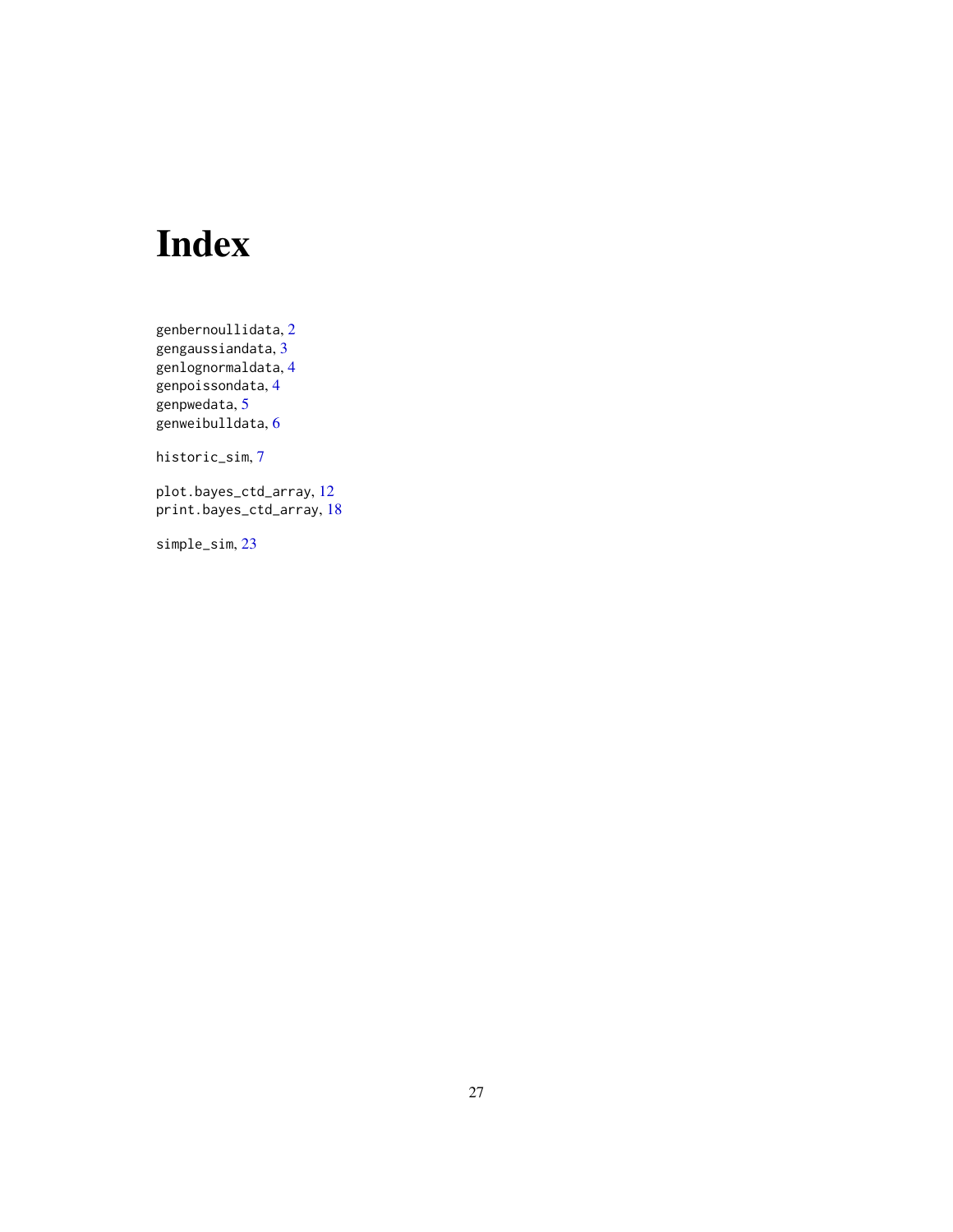# Index

genbernoullidata, 2
gengaussiandata, 3
genlognormaldata, 4
genpoissondata, 4
genpwedata, 5
genweibulldata, 6

historic_sim, 7

plot.bayes_ctd_array, 12
print.bayes_ctd_array, 18

simple_sim, 23